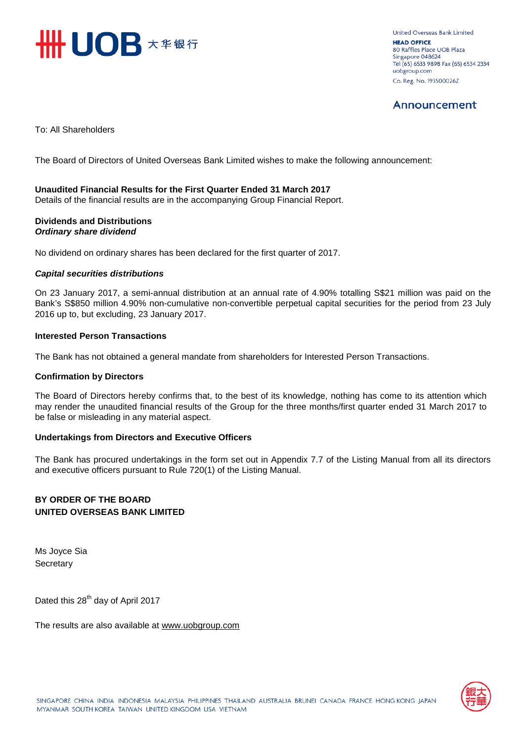United Overseas Bank Limited
**HEAD OFFICE**
80 Raffles Place UOB Plaza
Singapore 048624
Tel (65) 6533 9898 Fax (65) 6534 2334
uobgroup.com
Co. Reg. No. 193500026Z

## Announcement

To: All Shareholders

The Board of Directors of United Overseas Bank Limited wishes to make the following announcement:

**Unaudited Financial Results for the First Quarter Ended 31 March 2017**
Details of the financial results are in the accompanying Group Financial Report.

**Dividends and Distributions**
***Ordinary share dividend***

No dividend on ordinary shares has been declared for the first quarter of 2017.

***Capital securities distributions***

On 23 January 2017, a semi-annual distribution at an annual rate of 4.90% totalling S$21 million was paid on the Bank's S$850 million 4.90% non-cumulative non-convertible perpetual capital securities for the period from 23 July 2016 up to, but excluding, 23 January 2017.

**Interested Person Transactions**

The Bank has not obtained a general mandate from shareholders for Interested Person Transactions.

**Confirmation by Directors**

The Board of Directors hereby confirms that, to the best of its knowledge, nothing has come to its attention which may render the unaudited financial results of the Group for the three months/first quarter ended 31 March 2017 to be false or misleading in any material aspect.

**Undertakings from Directors and Executive Officers**

The Bank has procured undertakings in the form set out in Appendix 7.7 of the Listing Manual from all its directors and executive officers pursuant to Rule 720(1) of the Listing Manual.

**BY ORDER OF THE BOARD**
**UNITED OVERSEAS BANK LIMITED**

Ms Joyce Sia
Secretary

Dated this 28th day of April 2017

The results are also available at www.uobgroup.com

SINGAPORE CHINA INDIA INDONESIA MALAYSIA PHILIPPINES THAILAND AUSTRALIA BRUNEI CANADA FRANCE HONG KONG JAPAN MYANMAR SOUTH KOREA TAIWAN UNITED KINGDOM USA VIETNAM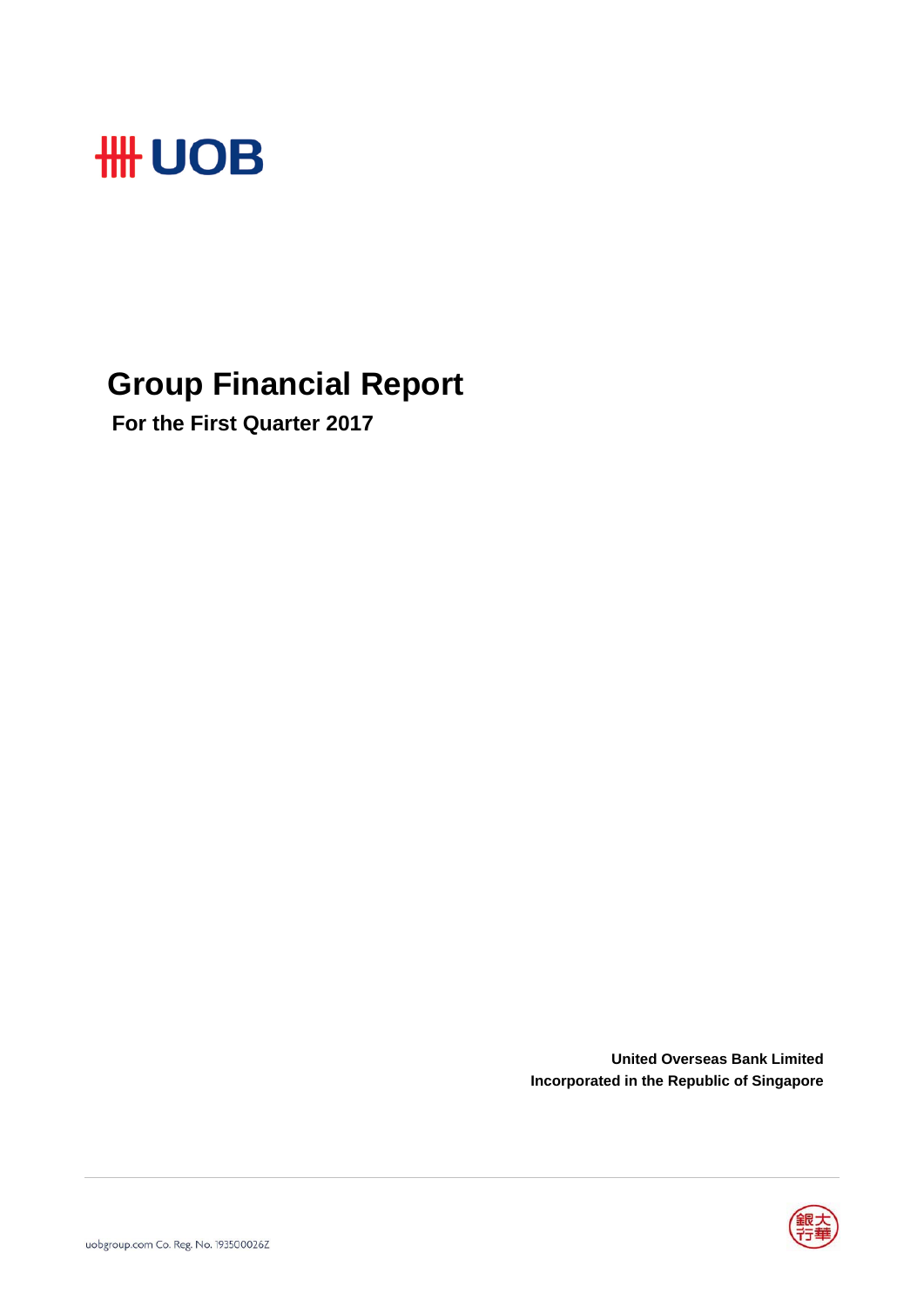# Group Financial Report

## For the First Quarter 2017

**United Overseas Bank Limited**
**Incorporated in the Republic of Singapore**

uobgroup.com Co. Reg. No. 193500026Z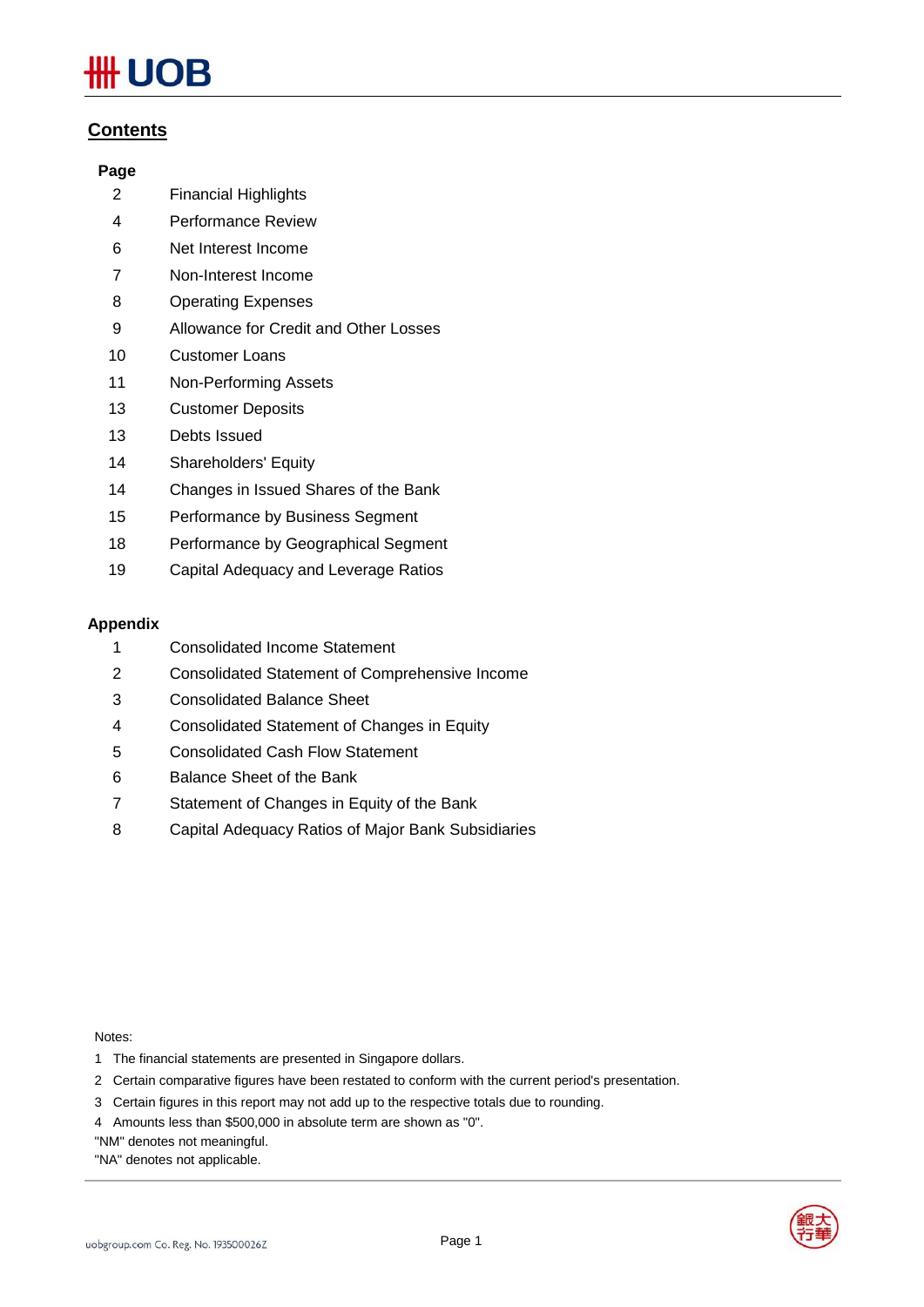## Contents

| Page | |
|---|---|
| 2 | Financial Highlights |
| 4 | Performance Review |
| 6 | Net Interest Income |
| 7 | Non-Interest Income |
| 8 | Operating Expenses |
| 9 | Allowance for Credit and Other Losses |
| 10 | Customer Loans |
| 11 | Non-Performing Assets |
| 13 | Customer Deposits |
| 13 | Debts Issued |
| 14 | Shareholders' Equity |
| 14 | Changes in Issued Shares of the Bank |
| 15 | Performance by Business Segment |
| 18 | Performance by Geographical Segment |
| 19 | Capital Adequacy and Leverage Ratios |

**Appendix**

| | |
|---|---|
| 1 | Consolidated Income Statement |
| 2 | Consolidated Statement of Comprehensive Income |
| 3 | Consolidated Balance Sheet |
| 4 | Consolidated Statement of Changes in Equity |
| 5 | Consolidated Cash Flow Statement |
| 6 | Balance Sheet of the Bank |
| 7 | Statement of Changes in Equity of the Bank |
| 8 | Capital Adequacy Ratios of Major Bank Subsidiaries |

Notes:

1 The financial statements are presented in Singapore dollars.

2 Certain comparative figures have been restated to conform with the current period's presentation.

3 Certain figures in this report may not add up to the respective totals due to rounding.

4 Amounts less than $500,000 in absolute term are shown as "0".

"NM" denotes not meaningful.

"NA" denotes not applicable.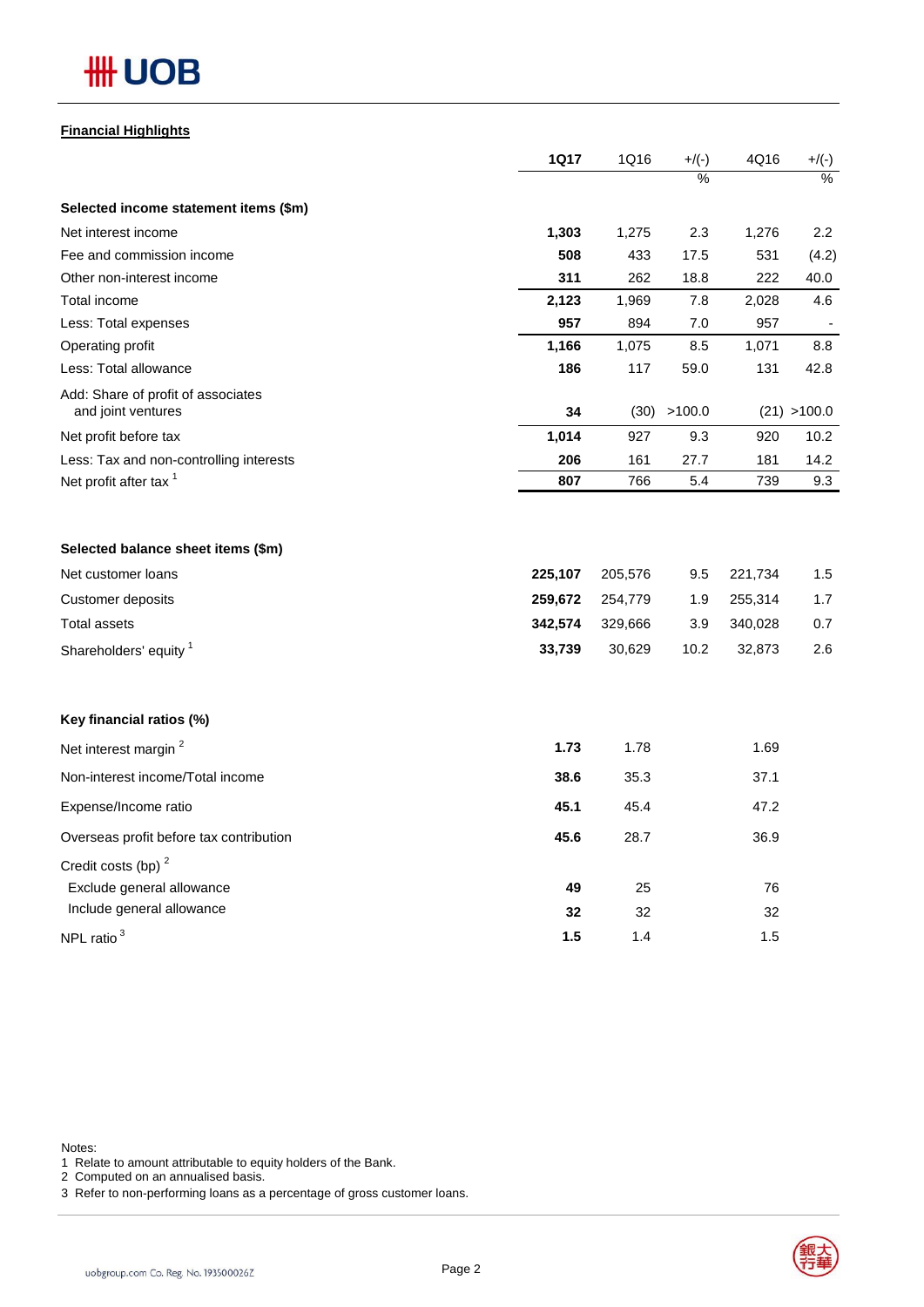## Financial Highlights

| | 1Q17 | 1Q16 | +/(-) % | 4Q16 | +/(-) % |
|---|---|---|---|---|---|
| **Selected income statement items ($m)** | | | | | |
| Net interest income | **1,303** | 1,275 | 2.3 | 1,276 | 2.2 |
| Fee and commission income | **508** | 433 | 17.5 | 531 | (4.2) |
| Other non-interest income | **311** | 262 | 18.8 | 222 | 40.0 |
| Total income | **2,123** | 1,969 | 7.8 | 2,028 | 4.6 |
| Less: Total expenses | **957** | 894 | 7.0 | 957 | - |
| Operating profit | **1,166** | 1,075 | 8.5 | 1,071 | 8.8 |
| Less: Total allowance | **186** | 117 | 59.0 | 131 | 42.8 |
| Add: Share of profit of associates and joint ventures | **34** | (30) | >100.0 | (21) | >100.0 |
| Net profit before tax | **1,014** | 927 | 9.3 | 920 | 10.2 |
| Less: Tax and non-controlling interests | **206** | 161 | 27.7 | 181 | 14.2 |
| Net profit after tax [1] | **807** | 766 | 5.4 | 739 | 9.3 |
| | | | | | |
| **Selected balance sheet items ($m)** | | | | | |
| Net customer loans | **225,107** | 205,576 | 9.5 | 221,734 | 1.5 |
| Customer deposits | **259,672** | 254,779 | 1.9 | 255,314 | 1.7 |
| Total assets | **342,574** | 329,666 | 3.9 | 340,028 | 0.7 |
| Shareholders' equity [1] | **33,739** | 30,629 | 10.2 | 32,873 | 2.6 |
| | | | | | |
| **Key financial ratios (%)** | | | | | |
| Net interest margin [2] | **1.73** | 1.78 | | 1.69 | |
| Non-interest income/Total income | **38.6** | 35.3 | | 37.1 | |
| Expense/Income ratio | **45.1** | 45.4 | | 47.2 | |
| Overseas profit before tax contribution | **45.6** | 28.7 | | 36.9 | |
| Credit costs (bp) [2] | | | | | |
| Exclude general allowance | **49** | 25 | | 76 | |
| Include general allowance | **32** | 32 | | 32 | |
| NPL ratio [3] | **1.5** | 1.4 | | 1.5 | |

Notes:
1 Relate to amount attributable to equity holders of the Bank.
2 Computed on an annualised basis.
3 Refer to non-performing loans as a percentage of gross customer loans.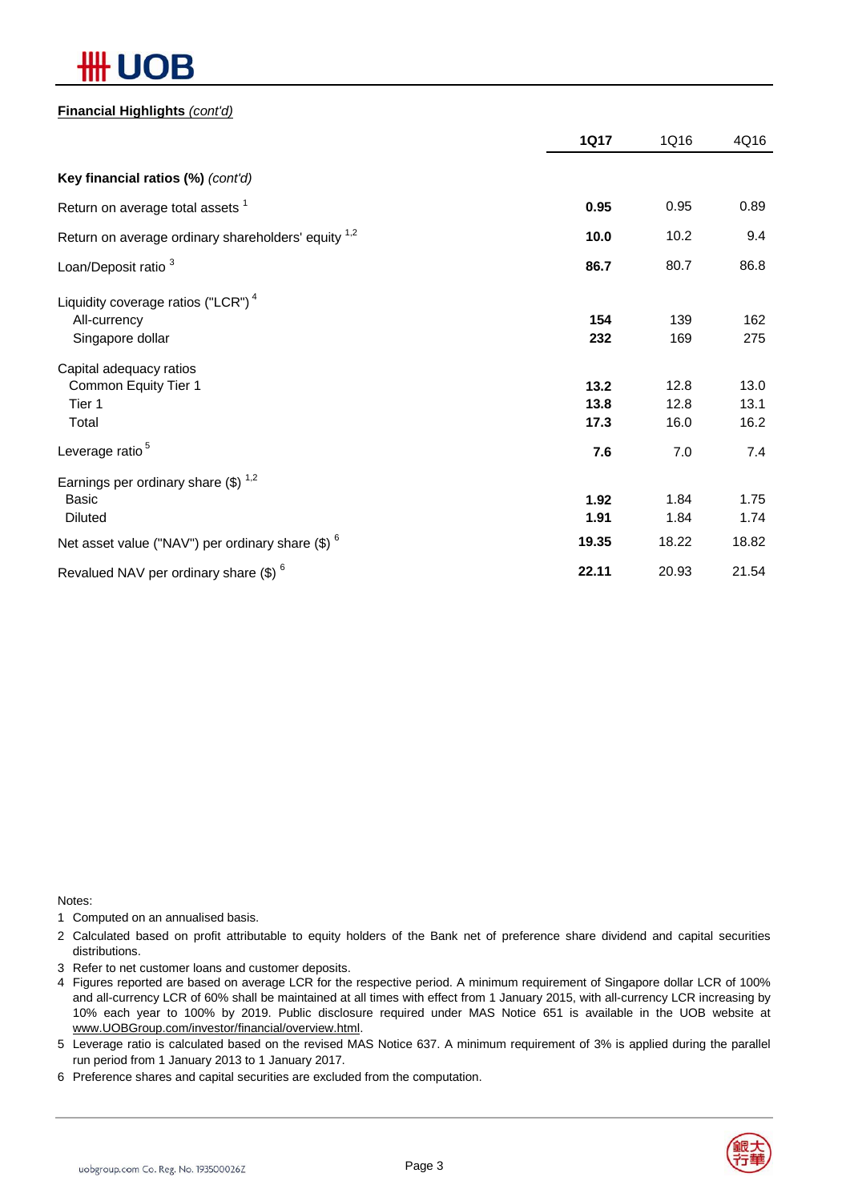**Financial Highlights** *(cont'd)*

| | **1Q17** | 1Q16 | 4Q16 |
|---|---|---|---|
| **Key financial ratios (%)** *(cont'd)* | | | |
| Return on average total assets [1] | **0.95** | 0.95 | 0.89 |
| Return on average ordinary shareholders' equity [1,2] | **10.0** | 10.2 | 9.4 |
| Loan/Deposit ratio [3] | **86.7** | 80.7 | 86.8 |
| Liquidity coverage ratios ("LCR") [4] | | | |
| All-currency | **154** | 139 | 162 |
| Singapore dollar | **232** | 169 | 275 |
| Capital adequacy ratios | | | |
| Common Equity Tier 1 | **13.2** | 12.8 | 13.0 |
| Tier 1 | **13.8** | 12.8 | 13.1 |
| Total | **17.3** | 16.0 | 16.2 |
| Leverage ratio [5] | **7.6** | 7.0 | 7.4 |
| Earnings per ordinary share ($) [1,2] | | | |
| Basic | **1.92** | 1.84 | 1.75 |
| Diluted | **1.91** | 1.84 | 1.74 |
| Net asset value ("NAV") per ordinary share ($) [6] | **19.35** | 18.22 | 18.82 |
| Revalued NAV per ordinary share ($) [6] | **22.11** | 20.93 | 21.54 |

Notes:

1 Computed on an annualised basis.

2 Calculated based on profit attributable to equity holders of the Bank net of preference share dividend and capital securities distributions.

3 Refer to net customer loans and customer deposits.

4 Figures reported are based on average LCR for the respective period. A minimum requirement of Singapore dollar LCR of 100% and all-currency LCR of 60% shall be maintained at all times with effect from 1 January 2015, with all-currency LCR increasing by 10% each year to 100% by 2019. Public disclosure required under MAS Notice 651 is available in the UOB website at www.UOBGroup.com/investor/financial/overview.html.

5 Leverage ratio is calculated based on the revised MAS Notice 637. A minimum requirement of 3% is applied during the parallel run period from 1 January 2013 to 1 January 2017.

6 Preference shares and capital securities are excluded from the computation.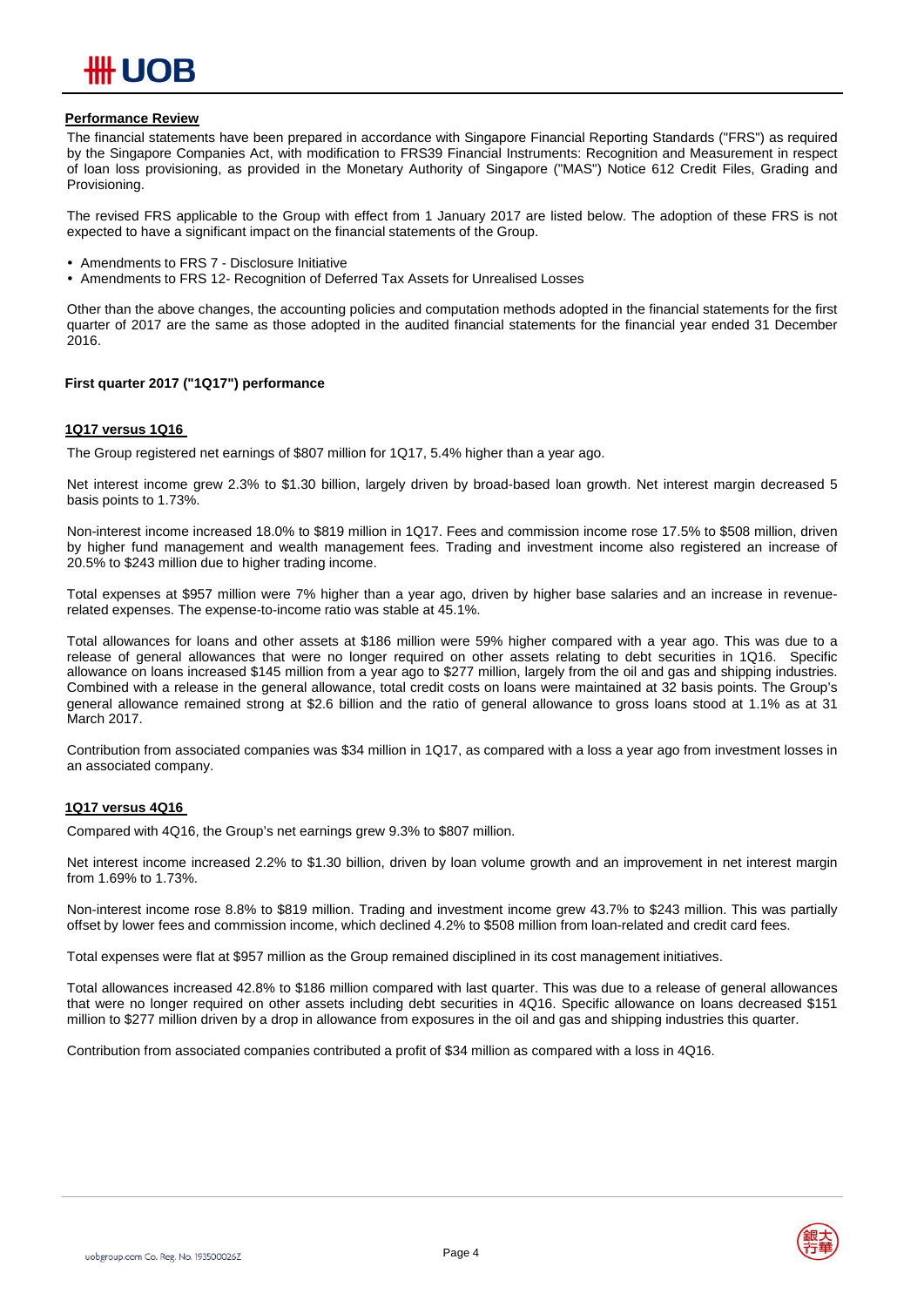## Performance Review

The financial statements have been prepared in accordance with Singapore Financial Reporting Standards ("FRS") as required by the Singapore Companies Act, with modification to FRS39 Financial Instruments: Recognition and Measurement in respect of loan loss provisioning, as provided in the Monetary Authority of Singapore ("MAS") Notice 612 Credit Files, Grading and Provisioning.

The revised FRS applicable to the Group with effect from 1 January 2017 are listed below. The adoption of these FRS is not expected to have a significant impact on the financial statements of the Group.

- Amendments to FRS 7 - Disclosure Initiative
- Amendments to FRS 12- Recognition of Deferred Tax Assets for Unrealised Losses

Other than the above changes, the accounting policies and computation methods adopted in the financial statements for the first quarter of 2017 are the same as those adopted in the audited financial statements for the financial year ended 31 December 2016.

### First quarter 2017 ("1Q17") performance

#### 1Q17 versus 1Q16

The Group registered net earnings of $807 million for 1Q17, 5.4% higher than a year ago.

Net interest income grew 2.3% to $1.30 billion, largely driven by broad-based loan growth. Net interest margin decreased 5 basis points to 1.73%.

Non-interest income increased 18.0% to $819 million in 1Q17. Fees and commission income rose 17.5% to $508 million, driven by higher fund management and wealth management fees. Trading and investment income also registered an increase of 20.5% to $243 million due to higher trading income.

Total expenses at $957 million were 7% higher than a year ago, driven by higher base salaries and an increase in revenue-related expenses. The expense-to-income ratio was stable at 45.1%.

Total allowances for loans and other assets at $186 million were 59% higher compared with a year ago. This was due to a release of general allowances that were no longer required on other assets relating to debt securities in 1Q16. Specific allowance on loans increased $145 million from a year ago to $277 million, largely from the oil and gas and shipping industries. Combined with a release in the general allowance, total credit costs on loans were maintained at 32 basis points. The Group's general allowance remained strong at $2.6 billion and the ratio of general allowance to gross loans stood at 1.1% as at 31 March 2017.

Contribution from associated companies was $34 million in 1Q17, as compared with a loss a year ago from investment losses in an associated company.

#### 1Q17 versus 4Q16

Compared with 4Q16, the Group's net earnings grew 9.3% to $807 million.

Net interest income increased 2.2% to $1.30 billion, driven by loan volume growth and an improvement in net interest margin from 1.69% to 1.73%.

Non-interest income rose 8.8% to $819 million. Trading and investment income grew 43.7% to $243 million. This was partially offset by lower fees and commission income, which declined 4.2% to $508 million from loan-related and credit card fees.

Total expenses were flat at $957 million as the Group remained disciplined in its cost management initiatives.

Total allowances increased 42.8% to $186 million compared with last quarter. This was due to a release of general allowances that were no longer required on other assets including debt securities in 4Q16. Specific allowance on loans decreased $151 million to $277 million driven by a drop in allowance from exposures in the oil and gas and shipping industries this quarter.

Contribution from associated companies contributed a profit of $34 million as compared with a loss in 4Q16.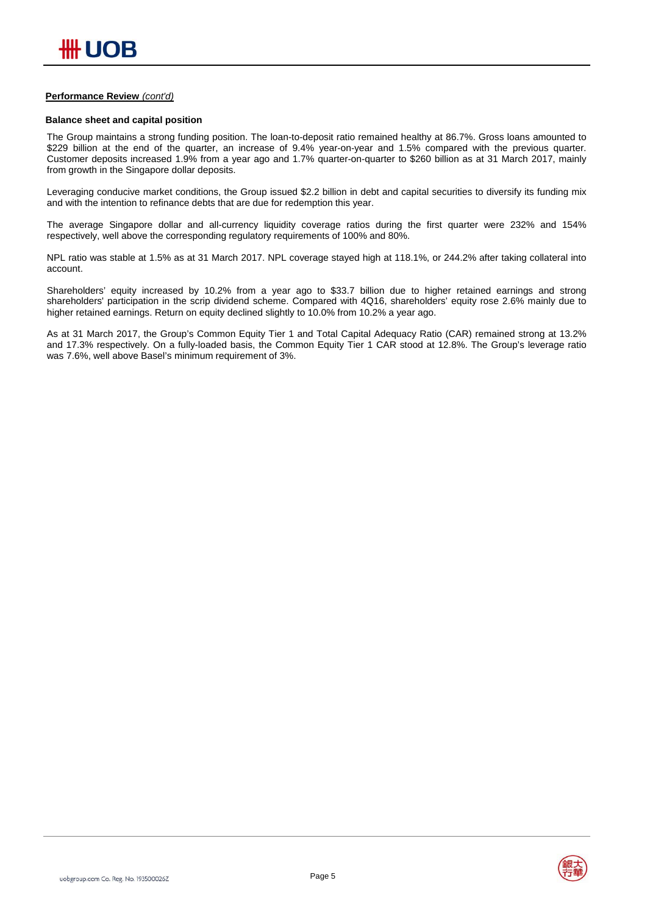**Performance Review** *(cont'd)*

**Balance sheet and capital position**

The Group maintains a strong funding position. The loan-to-deposit ratio remained healthy at 86.7%. Gross loans amounted to $229 billion at the end of the quarter, an increase of 9.4% year-on-year and 1.5% compared with the previous quarter. Customer deposits increased 1.9% from a year ago and 1.7% quarter-on-quarter to $260 billion as at 31 March 2017, mainly from growth in the Singapore dollar deposits.

Leveraging conducive market conditions, the Group issued $2.2 billion in debt and capital securities to diversify its funding mix and with the intention to refinance debts that are due for redemption this year.

The average Singapore dollar and all-currency liquidity coverage ratios during the first quarter were 232% and 154% respectively, well above the corresponding regulatory requirements of 100% and 80%.

NPL ratio was stable at 1.5% as at 31 March 2017. NPL coverage stayed high at 118.1%, or 244.2% after taking collateral into account.

Shareholders' equity increased by 10.2% from a year ago to $33.7 billion due to higher retained earnings and strong shareholders' participation in the scrip dividend scheme. Compared with 4Q16, shareholders' equity rose 2.6% mainly due to higher retained earnings. Return on equity declined slightly to 10.0% from 10.2% a year ago.

As at 31 March 2017, the Group's Common Equity Tier 1 and Total Capital Adequacy Ratio (CAR) remained strong at 13.2% and 17.3% respectively. On a fully-loaded basis, the Common Equity Tier 1 CAR stood at 12.8%. The Group's leverage ratio was 7.6%, well above Basel's minimum requirement of 3%.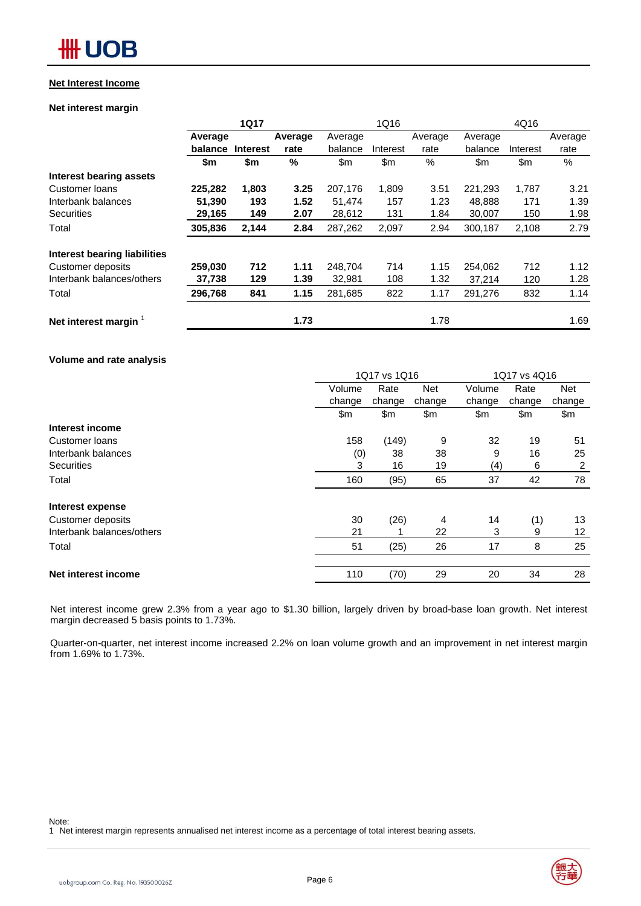## Net Interest Income

### Net interest margin

| | 1Q17 | | | 1Q16 | | | 4Q16 | | |
|---|---|---|---|---|---|---|---|---|---|
| | **Average balance** | **Interest** | **Average rate** | Average balance | Interest | Average rate | Average balance | Interest | Average rate |
| | **$m** | **$m** | **%** | $m | $m | % | $m | $m | % |
| **Interest bearing assets** | | | | | | | | | |
| Customer loans | **225,282** | **1,803** | **3.25** | 207,176 | 1,809 | 3.51 | 221,293 | 1,787 | 3.21 |
| Interbank balances | **51,390** | **193** | **1.52** | 51,474 | 157 | 1.23 | 48,888 | 171 | 1.39 |
| Securities | **29,165** | **149** | **2.07** | 28,612 | 131 | 1.84 | 30,007 | 150 | 1.98 |
| Total | **305,836** | **2,144** | **2.84** | 287,262 | 2,097 | 2.94 | 300,187 | 2,108 | 2.79 |
| | | | | | | | | | |
| **Interest bearing liabilities** | | | | | | | | | |
| Customer deposits | **259,030** | **712** | **1.11** | 248,704 | 714 | 1.15 | 254,062 | 712 | 1.12 |
| Interbank balances/others | **37,738** | **129** | **1.39** | 32,981 | 108 | 1.32 | 37,214 | 120 | 1.28 |
| Total | **296,768** | **841** | **1.15** | 281,685 | 822 | 1.17 | 291,276 | 832 | 1.14 |
| | | | | | | | | | |
| **Net interest margin** [1] | | | **1.73** | | | 1.78 | | | 1.69 |

### Volume and rate analysis

| | 1Q17 vs 1Q16 | | | 1Q17 vs 4Q16 | | |
|---|---|---|---|---|---|---|
| | Volume change | Rate change | Net change | Volume change | Rate change | Net change |
| | $m | $m | $m | $m | $m | $m |
| **Interest income** | | | | | | |
| Customer loans | 158 | (149) | 9 | 32 | 19 | 51 |
| Interbank balances | (0) | 38 | 38 | 9 | 16 | 25 |
| Securities | 3 | 16 | 19 | (4) | 6 | 2 |
| Total | 160 | (95) | 65 | 37 | 42 | 78 |
| | | | | | | |
| **Interest expense** | | | | | | |
| Customer deposits | 30 | (26) | 4 | 14 | (1) | 13 |
| Interbank balances/others | 21 | 1 | 22 | 3 | 9 | 12 |
| Total | 51 | (25) | 26 | 17 | 8 | 25 |
| | | | | | | |
| **Net interest income** | 110 | (70) | 29 | 20 | 34 | 28 |

Net interest income grew 2.3% from a year ago to $1.30 billion, largely driven by broad-base loan growth. Net interest margin decreased 5 basis points to 1.73%.

Quarter-on-quarter, net interest income increased 2.2% on loan volume growth and an improvement in net interest margin from 1.69% to 1.73%.

Note:
1 Net interest margin represents annualised net interest income as a percentage of total interest bearing assets.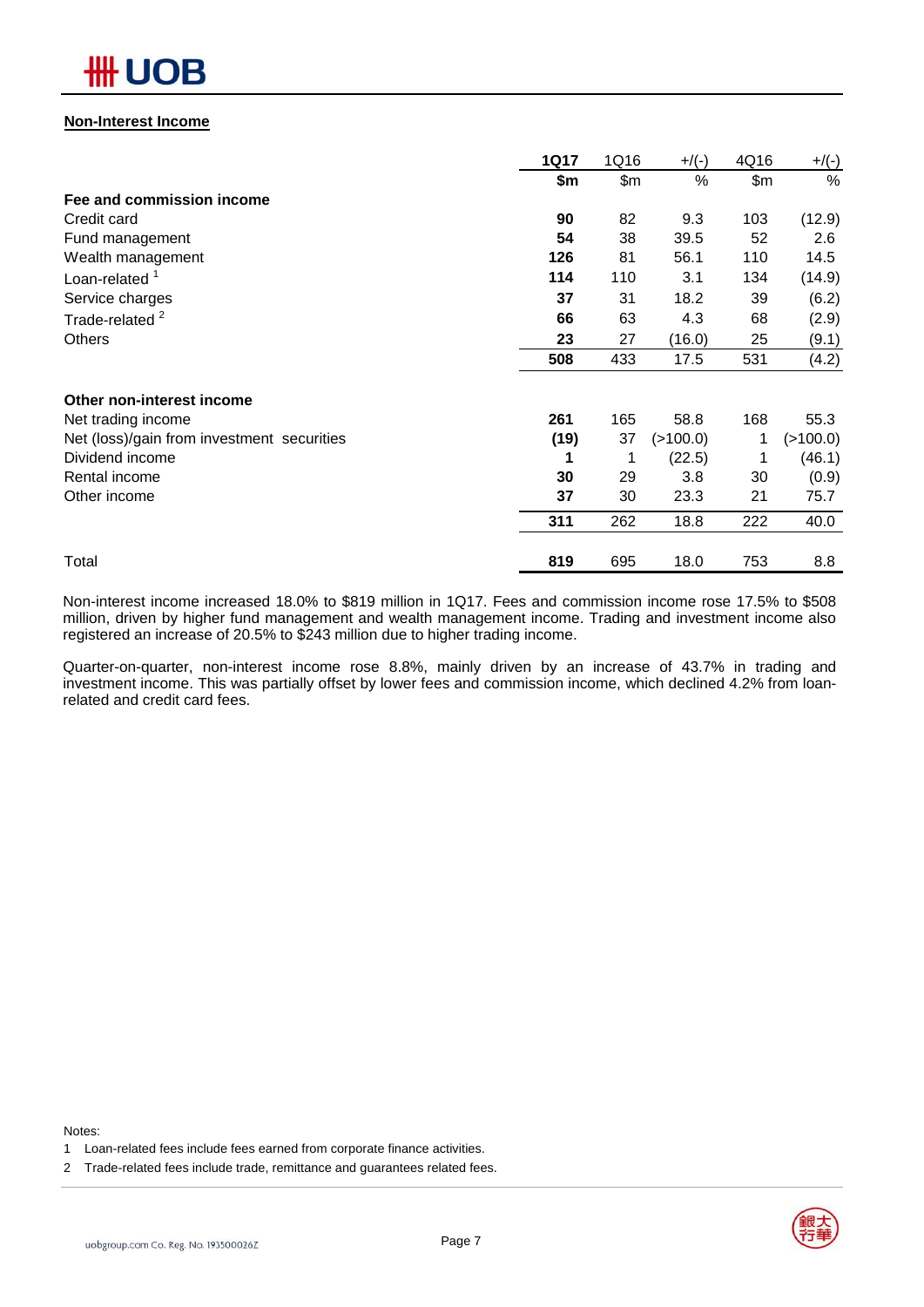**Non-Interest Income**

| | 1Q17 | 1Q16 | +/(-) | 4Q16 | +/(-) |
|---|---|---|---|---|---|
| | $m | $m | % | $m | % |
| **Fee and commission income** | | | | | |
| Credit card | **90** | 82 | 9.3 | 103 | (12.9) |
| Fund management | **54** | 38 | 39.5 | 52 | 2.6 |
| Wealth management | **126** | 81 | 56.1 | 110 | 14.5 |
| Loan-related [1] | **114** | 110 | 3.1 | 134 | (14.9) |
| Service charges | **37** | 31 | 18.2 | 39 | (6.2) |
| Trade-related [2] | **66** | 63 | 4.3 | 68 | (2.9) |
| Others | **23** | 27 | (16.0) | 25 | (9.1) |
| | **508** | 433 | 17.5 | 531 | (4.2) |
| **Other non-interest income** | | | | | |
| Net trading income | **261** | 165 | 58.8 | 168 | 55.3 |
| Net (loss)/gain from investment securities | **(19)** | 37 | (>100.0) | 1 | (>100.0) |
| Dividend income | **1** | 1 | (22.5) | 1 | (46.1) |
| Rental income | **30** | 29 | 3.8 | 30 | (0.9) |
| Other income | **37** | 30 | 23.3 | 21 | 75.7 |
| | **311** | 262 | 18.8 | 222 | 40.0 |
| Total | **819** | 695 | 18.0 | 753 | 8.8 |

Non-interest income increased 18.0% to $819 million in 1Q17. Fees and commission income rose 17.5% to $508 million, driven by higher fund management and wealth management income. Trading and investment income also registered an increase of 20.5% to $243 million due to higher trading income.

Quarter-on-quarter, non-interest income rose 8.8%, mainly driven by an increase of 43.7% in trading and investment income. This was partially offset by lower fees and commission income, which declined 4.2% from loan-related and credit card fees.

Notes:

1 Loan-related fees include fees earned from corporate finance activities.

2 Trade-related fees include trade, remittance and guarantees related fees.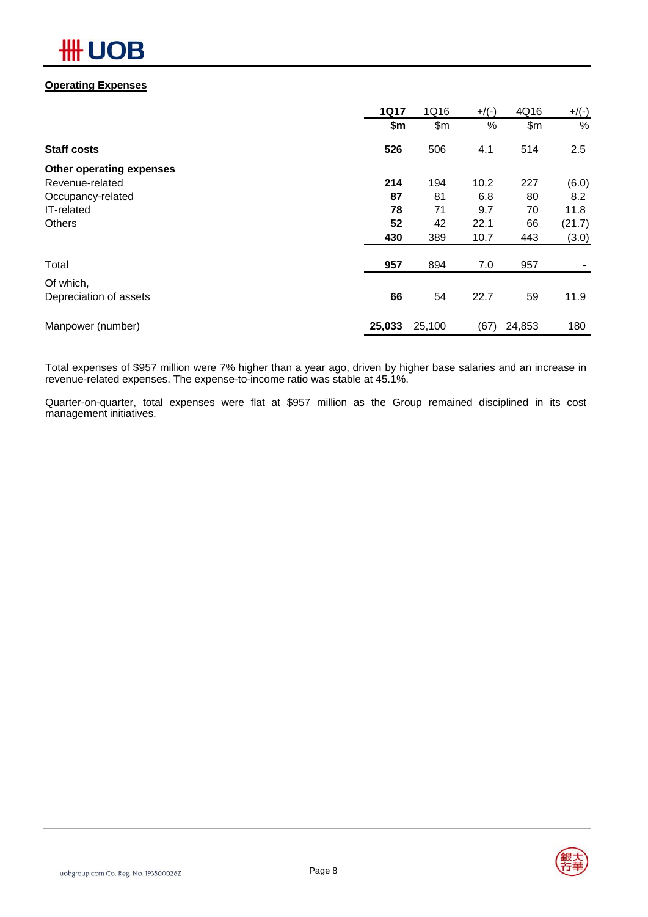## Operating Expenses

| | 1Q17 | 1Q16 | +/(-) | 4Q16 | +/(-) |
|---|---|---|---|---|---|
| | **$m** | $m | % | $m | % |
| **Staff costs** | **526** | 506 | 4.1 | 514 | 2.5 |
| **Other operating expenses** | | | | | |
| Revenue-related | **214** | 194 | 10.2 | 227 | (6.0) |
| Occupancy-related | **87** | 81 | 6.8 | 80 | 8.2 |
| IT-related | **78** | 71 | 9.7 | 70 | 11.8 |
| Others | **52** | 42 | 22.1 | 66 | (21.7) |
| | **430** | 389 | 10.7 | 443 | (3.0) |
| Total | **957** | 894 | 7.0 | 957 | - |
| Of which, | | | | | |
| Depreciation of assets | **66** | 54 | 22.7 | 59 | 11.9 |
| Manpower (number) | **25,033** | 25,100 | (67) | 24,853 | 180 |

Total expenses of $957 million were 7% higher than a year ago, driven by higher base salaries and an increase in revenue-related expenses. The expense-to-income ratio was stable at 45.1%.

Quarter-on-quarter, total expenses were flat at $957 million as the Group remained disciplined in its cost management initiatives.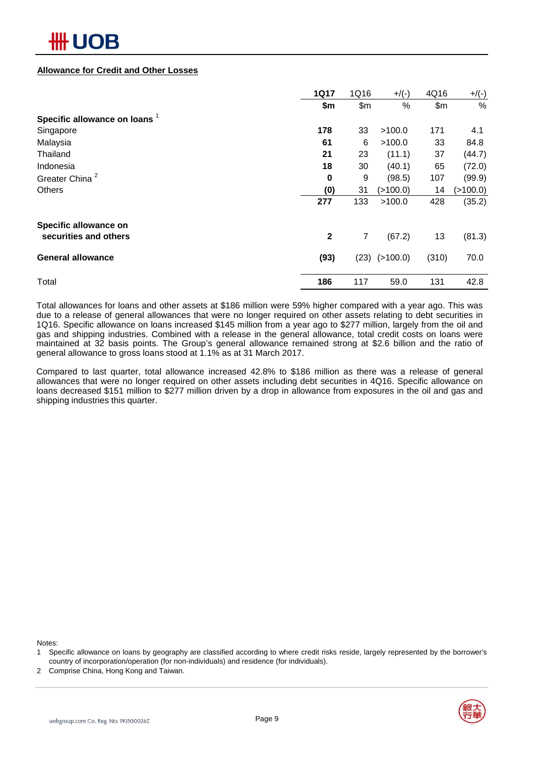## Allowance for Credit and Other Losses

| | 1Q17 | 1Q16 | +/(-) | 4Q16 | +/(-) |
|---|---|---|---|---|---|
| | **$m** | $m | % | $m | % |
| **Specific allowance on loans** [1] | | | | | |
| Singapore | **178** | 33 | >100.0 | 171 | 4.1 |
| Malaysia | **61** | 6 | >100.0 | 33 | 84.8 |
| Thailand | **21** | 23 | (11.1) | 37 | (44.7) |
| Indonesia | **18** | 30 | (40.1) | 65 | (72.0) |
| Greater China [2] | **0** | 9 | (98.5) | 107 | (99.9) |
| Others | **(0)** | 31 | (>100.0) | 14 | (>100.0) |
| | **277** | 133 | >100.0 | 428 | (35.2) |
| **Specific allowance on securities and others** | **2** | 7 | (67.2) | 13 | (81.3) |
| **General allowance** | **(93)** | (23) | (>100.0) | (310) | 70.0 |
| Total | **186** | 117 | 59.0 | 131 | 42.8 |

Total allowances for loans and other assets at $186 million were 59% higher compared with a year ago. This was due to a release of general allowances that were no longer required on other assets relating to debt securities in 1Q16. Specific allowance on loans increased $145 million from a year ago to $277 million, largely from the oil and gas and shipping industries. Combined with a release in the general allowance, total credit costs on loans were maintained at 32 basis points. The Group's general allowance remained strong at $2.6 billion and the ratio of general allowance to gross loans stood at 1.1% as at 31 March 2017.

Compared to last quarter, total allowance increased 42.8% to $186 million as there was a release of general allowances that were no longer required on other assets including debt securities in 4Q16. Specific allowance on loans decreased $151 million to $277 million driven by a drop in allowance from exposures in the oil and gas and shipping industries this quarter.

Notes:

1 Specific allowance on loans by geography are classified according to where credit risks reside, largely represented by the borrower's country of incorporation/operation (for non-individuals) and residence (for individuals).

2 Comprise China, Hong Kong and Taiwan.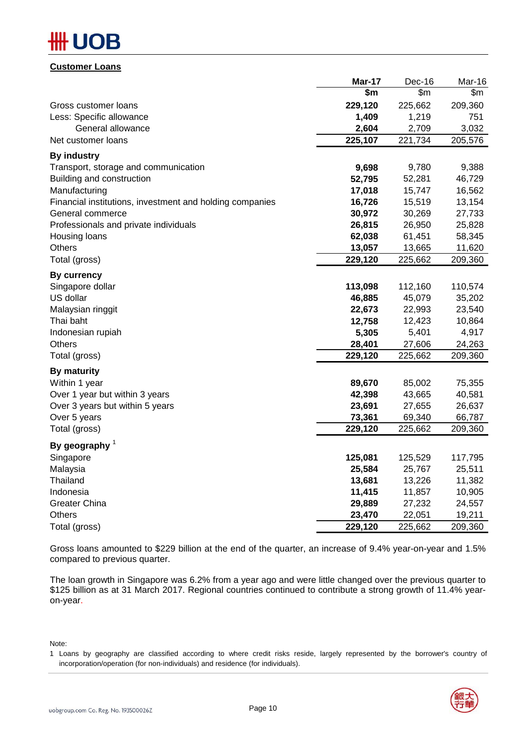## Customer Loans

| | Mar-17 | Dec-16 | Mar-16 |
|---|---|---|---|
| | **$m** | $m | $m |
| Gross customer loans | **229,120** | 225,662 | 209,360 |
| Less: Specific allowance | **1,409** | 1,219 | 751 |
| General allowance | **2,604** | 2,709 | 3,032 |
| Net customer loans | **225,107** | 221,734 | 205,576 |
| **By industry** | | | |
| Transport, storage and communication | **9,698** | 9,780 | 9,388 |
| Building and construction | **52,795** | 52,281 | 46,729 |
| Manufacturing | **17,018** | 15,747 | 16,562 |
| Financial institutions, investment and holding companies | **16,726** | 15,519 | 13,154 |
| General commerce | **30,972** | 30,269 | 27,733 |
| Professionals and private individuals | **26,815** | 26,950 | 25,828 |
| Housing loans | **62,038** | 61,451 | 58,345 |
| Others | **13,057** | 13,665 | 11,620 |
| Total (gross) | **229,120** | 225,662 | 209,360 |
| **By currency** | | | |
| Singapore dollar | **113,098** | 112,160 | 110,574 |
| US dollar | **46,885** | 45,079 | 35,202 |
| Malaysian ringgit | **22,673** | 22,993 | 23,540 |
| Thai baht | **12,758** | 12,423 | 10,864 |
| Indonesian rupiah | **5,305** | 5,401 | 4,917 |
| Others | **28,401** | 27,606 | 24,263 |
| Total (gross) | **229,120** | 225,662 | 209,360 |
| **By maturity** | | | |
| Within 1 year | **89,670** | 85,002 | 75,355 |
| Over 1 year but within 3 years | **42,398** | 43,665 | 40,581 |
| Over 3 years but within 5 years | **23,691** | 27,655 | 26,637 |
| Over 5 years | **73,361** | 69,340 | 66,787 |
| Total (gross) | **229,120** | 225,662 | 209,360 |
| **By geography** [1] | | | |
| Singapore | **125,081** | 125,529 | 117,795 |
| Malaysia | **25,584** | 25,767 | 25,511 |
| Thailand | **13,681** | 13,226 | 11,382 |
| Indonesia | **11,415** | 11,857 | 10,905 |
| Greater China | **29,889** | 27,232 | 24,557 |
| Others | **23,470** | 22,051 | 19,211 |
| Total (gross) | **229,120** | 225,662 | 209,360 |

Gross loans amounted to $229 billion at the end of the quarter, an increase of 9.4% year-on-year and 1.5% compared to previous quarter.

The loan growth in Singapore was 6.2% from a year ago and were little changed over the previous quarter to $125 billion as at 31 March 2017. Regional countries continued to contribute a strong growth of 11.4% year-on-year.

Note:

1 Loans by geography are classified according to where credit risks reside, largely represented by the borrower's country of incorporation/operation (for non-individuals) and residence (for individuals).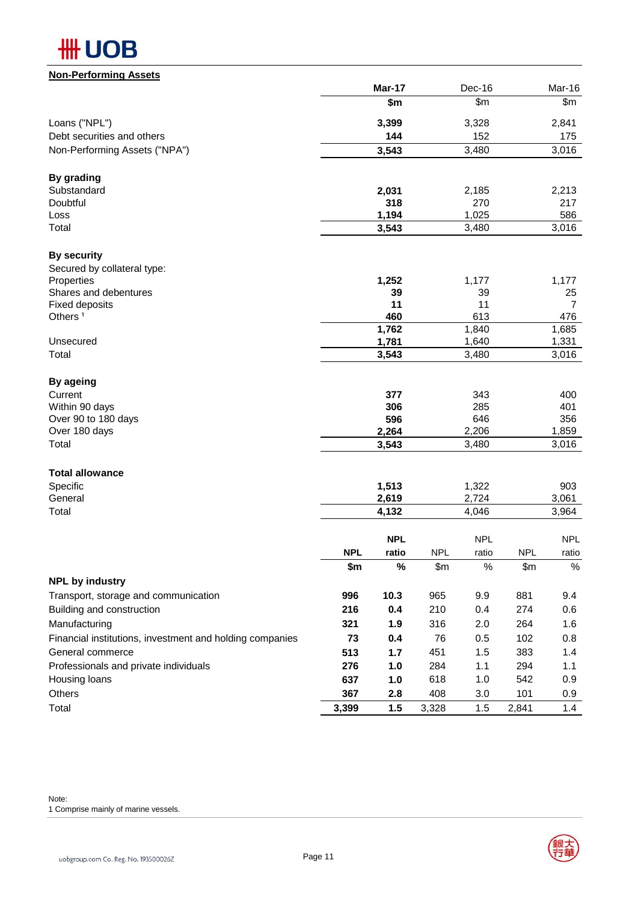## Non-Performing Assets

| | Mar-17 | Dec-16 | Mar-16 |
|---|---|---|---|
| | **$m** | $m | $m |
| Loans ("NPL") | **3,399** | 3,328 | 2,841 |
| Debt securities and others | **144** | 152 | 175 |
| Non-Performing Assets ("NPA") | **3,543** | 3,480 | 3,016 |
| | | | |
| **By grading** | | | |
| Substandard | **2,031** | 2,185 | 2,213 |
| Doubtful | **318** | 270 | 217 |
| Loss | **1,194** | 1,025 | 586 |
| Total | **3,543** | 3,480 | 3,016 |
| | | | |
| **By security** | | | |
| Secured by collateral type: | | | |
| Properties | **1,252** | 1,177 | 1,177 |
| Shares and debentures | **39** | 39 | 25 |
| Fixed deposits | **11** | 11 | 7 |
| Others [1] | **460** | 613 | 476 |
| | **1,762** | 1,840 | 1,685 |
| Unsecured | **1,781** | 1,640 | 1,331 |
| Total | **3,543** | 3,480 | 3,016 |
| | | | |
| **By ageing** | | | |
| Current | **377** | 343 | 400 |
| Within 90 days | **306** | 285 | 401 |
| Over 90 to 180 days | **596** | 646 | 356 |
| Over 180 days | **2,264** | 2,206 | 1,859 |
| Total | **3,543** | 3,480 | 3,016 |
| | | | |
| **Total allowance** | | | |
| Specific | **1,513** | 1,322 | 903 |
| General | **2,619** | 2,724 | 3,061 |
| Total | **4,132** | 4,046 | 3,964 |

| | **NPL** | **NPL ratio** | NPL | NPL ratio | NPL | NPL ratio |
|---|---|---|---|---|---|---|
| | **$m** | **%** | $m | % | $m | % |
| **NPL by industry** | | | | | | |
| Transport, storage and communication | **996** | **10.3** | 965 | 9.9 | 881 | 9.4 |
| Building and construction | **216** | **0.4** | 210 | 0.4 | 274 | 0.6 |
| Manufacturing | **321** | **1.9** | 316 | 2.0 | 264 | 1.6 |
| Financial institutions, investment and holding companies | **73** | **0.4** | 76 | 0.5 | 102 | 0.8 |
| General commerce | **513** | **1.7** | 451 | 1.5 | 383 | 1.4 |
| Professionals and private individuals | **276** | **1.0** | 284 | 1.1 | 294 | 1.1 |
| Housing loans | **637** | **1.0** | 618 | 1.0 | 542 | 0.9 |
| Others | **367** | **2.8** | 408 | 3.0 | 101 | 0.9 |
| Total | **3,399** | **1.5** | 3,328 | 1.5 | 2,841 | 1.4 |

Note:
1 Comprise mainly of marine vessels.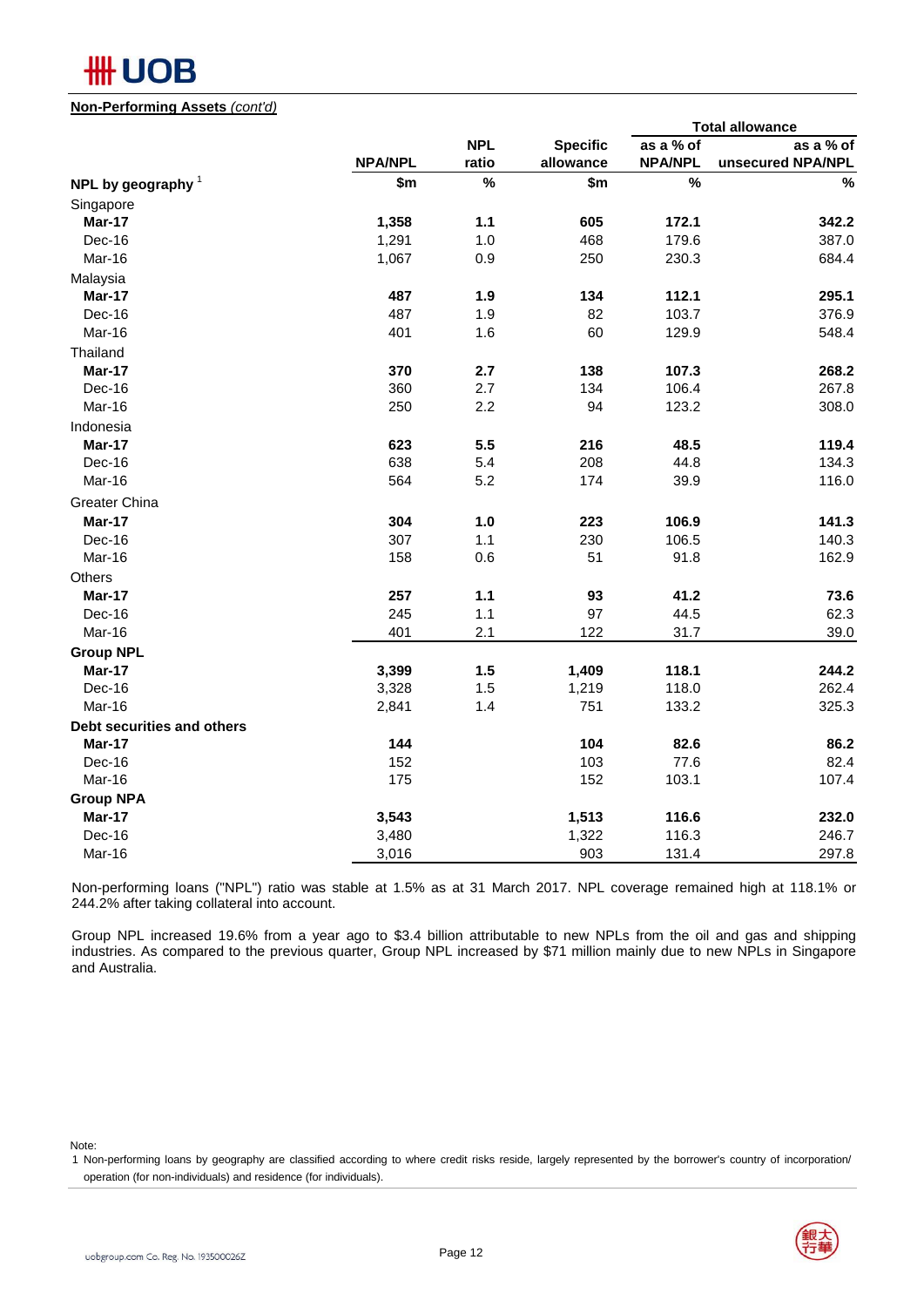**Non-Performing Assets** *(cont'd)*

| | NPA/NPL | NPL ratio | Specific allowance | Total allowance as a % of NPA/NPL | Total allowance as a % of unsecured NPA/NPL |
|---|---|---|---|---|---|
| **NPL by geography** [1] | **$m** | **%** | **$m** | **%** | **%** |
| Singapore | | | | | |
| **Mar-17** | **1,358** | **1.1** | **605** | **172.1** | **342.2** |
| Dec-16 | 1,291 | 1.0 | 468 | 179.6 | 387.0 |
| Mar-16 | 1,067 | 0.9 | 250 | 230.3 | 684.4 |
| Malaysia | | | | | |
| **Mar-17** | **487** | **1.9** | **134** | **112.1** | **295.1** |
| Dec-16 | 487 | 1.9 | 82 | 103.7 | 376.9 |
| Mar-16 | 401 | 1.6 | 60 | 129.9 | 548.4 |
| Thailand | | | | | |
| **Mar-17** | **370** | **2.7** | **138** | **107.3** | **268.2** |
| Dec-16 | 360 | 2.7 | 134 | 106.4 | 267.8 |
| Mar-16 | 250 | 2.2 | 94 | 123.2 | 308.0 |
| Indonesia | | | | | |
| **Mar-17** | **623** | **5.5** | **216** | **48.5** | **119.4** |
| Dec-16 | 638 | 5.4 | 208 | 44.8 | 134.3 |
| Mar-16 | 564 | 5.2 | 174 | 39.9 | 116.0 |
| Greater China | | | | | |
| **Mar-17** | **304** | **1.0** | **223** | **106.9** | **141.3** |
| Dec-16 | 307 | 1.1 | 230 | 106.5 | 140.3 |
| Mar-16 | 158 | 0.6 | 51 | 91.8 | 162.9 |
| Others | | | | | |
| **Mar-17** | **257** | **1.1** | **93** | **41.2** | **73.6** |
| Dec-16 | 245 | 1.1 | 97 | 44.5 | 62.3 |
| Mar-16 | 401 | 2.1 | 122 | 31.7 | 39.0 |
| **Group NPL** | | | | | |
| **Mar-17** | **3,399** | **1.5** | **1,409** | **118.1** | **244.2** |
| Dec-16 | 3,328 | 1.5 | 1,219 | 118.0 | 262.4 |
| Mar-16 | 2,841 | 1.4 | 751 | 133.2 | 325.3 |
| **Debt securities and others** | | | | | |
| **Mar-17** | **144** | | **104** | **82.6** | **86.2** |
| Dec-16 | 152 | | 103 | 77.6 | 82.4 |
| Mar-16 | 175 | | 152 | 103.1 | 107.4 |
| **Group NPA** | | | | | |
| **Mar-17** | **3,543** | | **1,513** | **116.6** | **232.0** |
| Dec-16 | 3,480 | | 1,322 | 116.3 | 246.7 |
| Mar-16 | 3,016 | | 903 | 131.4 | 297.8 |

Non-performing loans ("NPL") ratio was stable at 1.5% as at 31 March 2017. NPL coverage remained high at 118.1% or 244.2% after taking collateral into account.

Group NPL increased 19.6% from a year ago to $3.4 billion attributable to new NPLs from the oil and gas and shipping industries. As compared to the previous quarter, Group NPL increased by $71 million mainly due to new NPLs in Singapore and Australia.

Note:

1 Non-performing loans by geography are classified according to where credit risks reside, largely represented by the borrower's country of incorporation/ operation (for non-individuals) and residence (for individuals).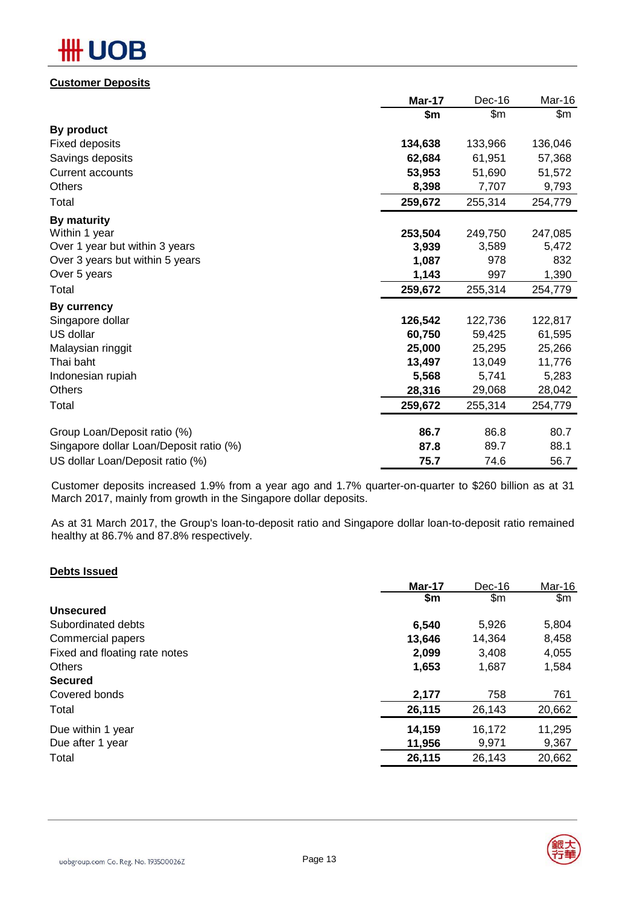## Customer Deposits

| | Mar-17 | Dec-16 | Mar-16 |
|---|---|---|---|
| | $m | $m | $m |
| **By product** | | | |
| Fixed deposits | **134,638** | 133,966 | 136,046 |
| Savings deposits | **62,684** | 61,951 | 57,368 |
| Current accounts | **53,953** | 51,690 | 51,572 |
| Others | **8,398** | 7,707 | 9,793 |
| Total | **259,672** | 255,314 | 254,779 |
| **By maturity** | | | |
| Within 1 year | **253,504** | 249,750 | 247,085 |
| Over 1 year but within 3 years | **3,939** | 3,589 | 5,472 |
| Over 3 years but within 5 years | **1,087** | 978 | 832 |
| Over 5 years | **1,143** | 997 | 1,390 |
| Total | **259,672** | 255,314 | 254,779 |
| **By currency** | | | |
| Singapore dollar | **126,542** | 122,736 | 122,817 |
| US dollar | **60,750** | 59,425 | 61,595 |
| Malaysian ringgit | **25,000** | 25,295 | 25,266 |
| Thai baht | **13,497** | 13,049 | 11,776 |
| Indonesian rupiah | **5,568** | 5,741 | 5,283 |
| Others | **28,316** | 29,068 | 28,042 |
| Total | **259,672** | 255,314 | 254,779 |
| Group Loan/Deposit ratio (%) | **86.7** | 86.8 | 80.7 |
| Singapore dollar Loan/Deposit ratio (%) | **87.8** | 89.7 | 88.1 |
| US dollar Loan/Deposit ratio (%) | **75.7** | 74.6 | 56.7 |

Customer deposits increased 1.9% from a year ago and 1.7% quarter-on-quarter to $260 billion as at 31 March 2017, mainly from growth in the Singapore dollar deposits.

As at 31 March 2017, the Group's loan-to-deposit ratio and Singapore dollar loan-to-deposit ratio remained healthy at 86.7% and 87.8% respectively.

## Debts Issued

| | Mar-17 | Dec-16 | Mar-16 |
|---|---|---|---|
| | $m | $m | $m |
| **Unsecured** | | | |
| Subordinated debts | **6,540** | 5,926 | 5,804 |
| Commercial papers | **13,646** | 14,364 | 8,458 |
| Fixed and floating rate notes | **2,099** | 3,408 | 4,055 |
| Others | **1,653** | 1,687 | 1,584 |
| **Secured** | | | |
| Covered bonds | **2,177** | 758 | 761 |
| Total | **26,115** | 26,143 | 20,662 |
| Due within 1 year | **14,159** | 16,172 | 11,295 |
| Due after 1 year | **11,956** | 9,971 | 9,367 |
| Total | **26,115** | 26,143 | 20,662 |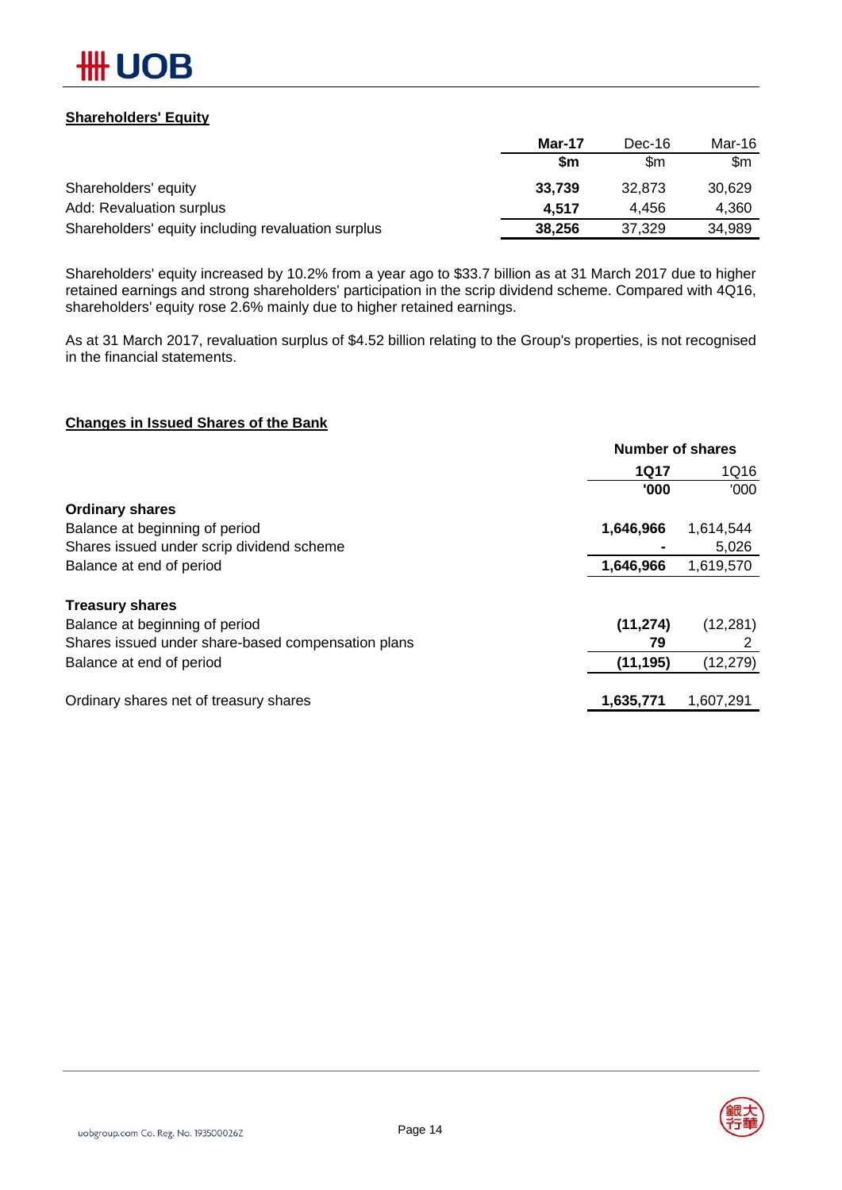## Shareholders' Equity

| | Mar-17 | Dec-16 | Mar-16 |
|---|---|---|---|
| | $m | $m | $m |
| Shareholders' equity | **33,739** | 32,873 | 30,629 |
| Add: Revaluation surplus | **4,517** | 4,456 | 4,360 |
| Shareholders' equity including revaluation surplus | **38,256** | 37,329 | 34,989 |

Shareholders' equity increased by 10.2% from a year ago to $33.7 billion as at 31 March 2017 due to higher retained earnings and strong shareholders' participation in the scrip dividend scheme. Compared with 4Q16, shareholders' equity rose 2.6% mainly due to higher retained earnings.

As at 31 March 2017, revaluation surplus of $4.52 billion relating to the Group's properties, is not recognised in the financial statements.

## Changes in Issued Shares of the Bank

| | Number of shares | |
|---|---|---|
| | 1Q17 | 1Q16 |
| | '000 | '000 |
| **Ordinary shares** | | |
| Balance at beginning of period | **1,646,966** | 1,614,544 |
| Shares issued under scrip dividend scheme | **-** | 5,026 |
| Balance at end of period | **1,646,966** | 1,619,570 |
| | | |
| **Treasury shares** | | |
| Balance at beginning of period | **(11,274)** | (12,281) |
| Shares issued under share-based compensation plans | **79** | 2 |
| Balance at end of period | **(11,195)** | (12,279) |
| | | |
| Ordinary shares net of treasury shares | **1,635,771** | 1,607,291 |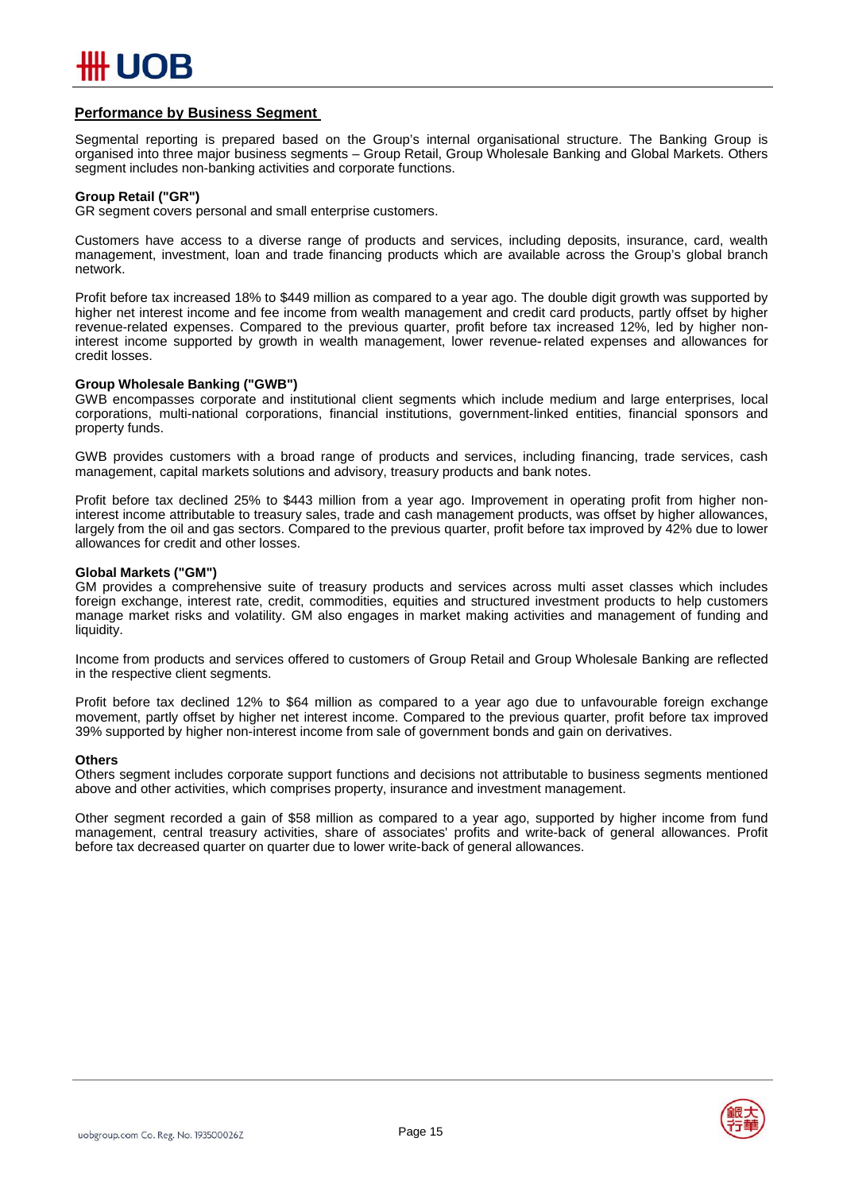## Performance by Business Segment

Segmental reporting is prepared based on the Group's internal organisational structure. The Banking Group is organised into three major business segments – Group Retail, Group Wholesale Banking and Global Markets. Others segment includes non-banking activities and corporate functions.

**Group Retail ("GR")**
GR segment covers personal and small enterprise customers.

Customers have access to a diverse range of products and services, including deposits, insurance, card, wealth management, investment, loan and trade financing products which are available across the Group's global branch network.

Profit before tax increased 18% to $449 million as compared to a year ago. The double digit growth was supported by higher net interest income and fee income from wealth management and credit card products, partly offset by higher revenue-related expenses. Compared to the previous quarter, profit before tax increased 12%, led by higher non-interest income supported by growth in wealth management, lower revenue-related expenses and allowances for credit losses.

**Group Wholesale Banking ("GWB")**
GWB encompasses corporate and institutional client segments which include medium and large enterprises, local corporations, multi-national corporations, financial institutions, government-linked entities, financial sponsors and property funds.

GWB provides customers with a broad range of products and services, including financing, trade services, cash management, capital markets solutions and advisory, treasury products and bank notes.

Profit before tax declined 25% to $443 million from a year ago. Improvement in operating profit from higher non-interest income attributable to treasury sales, trade and cash management products, was offset by higher allowances, largely from the oil and gas sectors. Compared to the previous quarter, profit before tax improved by 42% due to lower allowances for credit and other losses.

**Global Markets ("GM")**
GM provides a comprehensive suite of treasury products and services across multi asset classes which includes foreign exchange, interest rate, credit, commodities, equities and structured investment products to help customers manage market risks and volatility. GM also engages in market making activities and management of funding and liquidity.

Income from products and services offered to customers of Group Retail and Group Wholesale Banking are reflected in the respective client segments.

Profit before tax declined 12% to $64 million as compared to a year ago due to unfavourable foreign exchange movement, partly offset by higher net interest income. Compared to the previous quarter, profit before tax improved 39% supported by higher non-interest income from sale of government bonds and gain on derivatives.

**Others**
Others segment includes corporate support functions and decisions not attributable to business segments mentioned above and other activities, which comprises property, insurance and investment management.

Other segment recorded a gain of $58 million as compared to a year ago, supported by higher income from fund management, central treasury activities, share of associates' profits and write-back of general allowances. Profit before tax decreased quarter on quarter due to lower write-back of general allowances.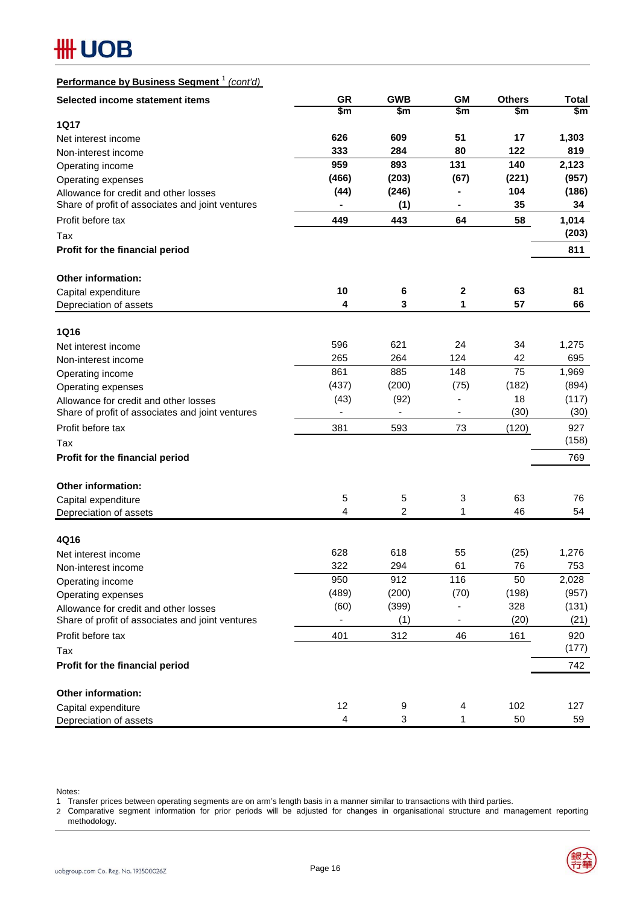**Performance by Business Segment** [1] *(cont'd)*

| Selected income statement items | GR | GWB | GM | Others | Total |
|---|---|---|---|---|---|
| | $m | $m | $m | $m | $m |
| **1Q17** | | | | | |
| Net interest income | **626** | **609** | **51** | **17** | **1,303** |
| Non-interest income | **333** | **284** | **80** | **122** | **819** |
| Operating income | **959** | **893** | **131** | **140** | **2,123** |
| Operating expenses | **(466)** | **(203)** | **(67)** | **(221)** | **(957)** |
| Allowance for credit and other losses | **(44)** | **(246)** | **-** | **104** | **(186)** |
| Share of profit of associates and joint ventures | **-** | **(1)** | **-** | **35** | **34** |
| Profit before tax | **449** | **443** | **64** | **58** | **1,014** |
| Tax | | | | | **(203)** |
| **Profit for the financial period** | | | | | **811** |
| | | | | | |
| **Other information:** | | | | | |
| Capital expenditure | **10** | **6** | **2** | **63** | **81** |
| Depreciation of assets | **4** | **3** | **1** | **57** | **66** |
| | | | | | |
| **1Q16** | | | | | |
| Net interest income | 596 | 621 | 24 | 34 | 1,275 |
| Non-interest income | 265 | 264 | 124 | 42 | 695 |
| Operating income | 861 | 885 | 148 | 75 | 1,969 |
| Operating expenses | (437) | (200) | (75) | (182) | (894) |
| Allowance for credit and other losses | (43) | (92) | - | 18 | (117) |
| Share of profit of associates and joint ventures | - | - | - | (30) | (30) |
| Profit before tax | 381 | 593 | 73 | (120) | 927 |
| Tax | | | | | (158) |
| **Profit for the financial period** | | | | | 769 |
| | | | | | |
| **Other information:** | | | | | |
| Capital expenditure | 5 | 5 | 3 | 63 | 76 |
| Depreciation of assets | 4 | 2 | 1 | 46 | 54 |
| | | | | | |
| **4Q16** | | | | | |
| Net interest income | 628 | 618 | 55 | (25) | 1,276 |
| Non-interest income | 322 | 294 | 61 | 76 | 753 |
| Operating income | 950 | 912 | 116 | 50 | 2,028 |
| Operating expenses | (489) | (200) | (70) | (198) | (957) |
| Allowance for credit and other losses | (60) | (399) | - | 328 | (131) |
| Share of profit of associates and joint ventures | - | (1) | - | (20) | (21) |
| Profit before tax | 401 | 312 | 46 | 161 | 920 |
| Tax | | | | | (177) |
| **Profit for the financial period** | | | | | 742 |
| | | | | | |
| **Other information:** | | | | | |
| Capital expenditure | 12 | 9 | 4 | 102 | 127 |
| Depreciation of assets | 4 | 3 | 1 | 50 | 59 |

Notes:

1 Transfer prices between operating segments are on arm's length basis in a manner similar to transactions with third parties.

2 Comparative segment information for prior periods will be adjusted for changes in organisational structure and management reporting methodology.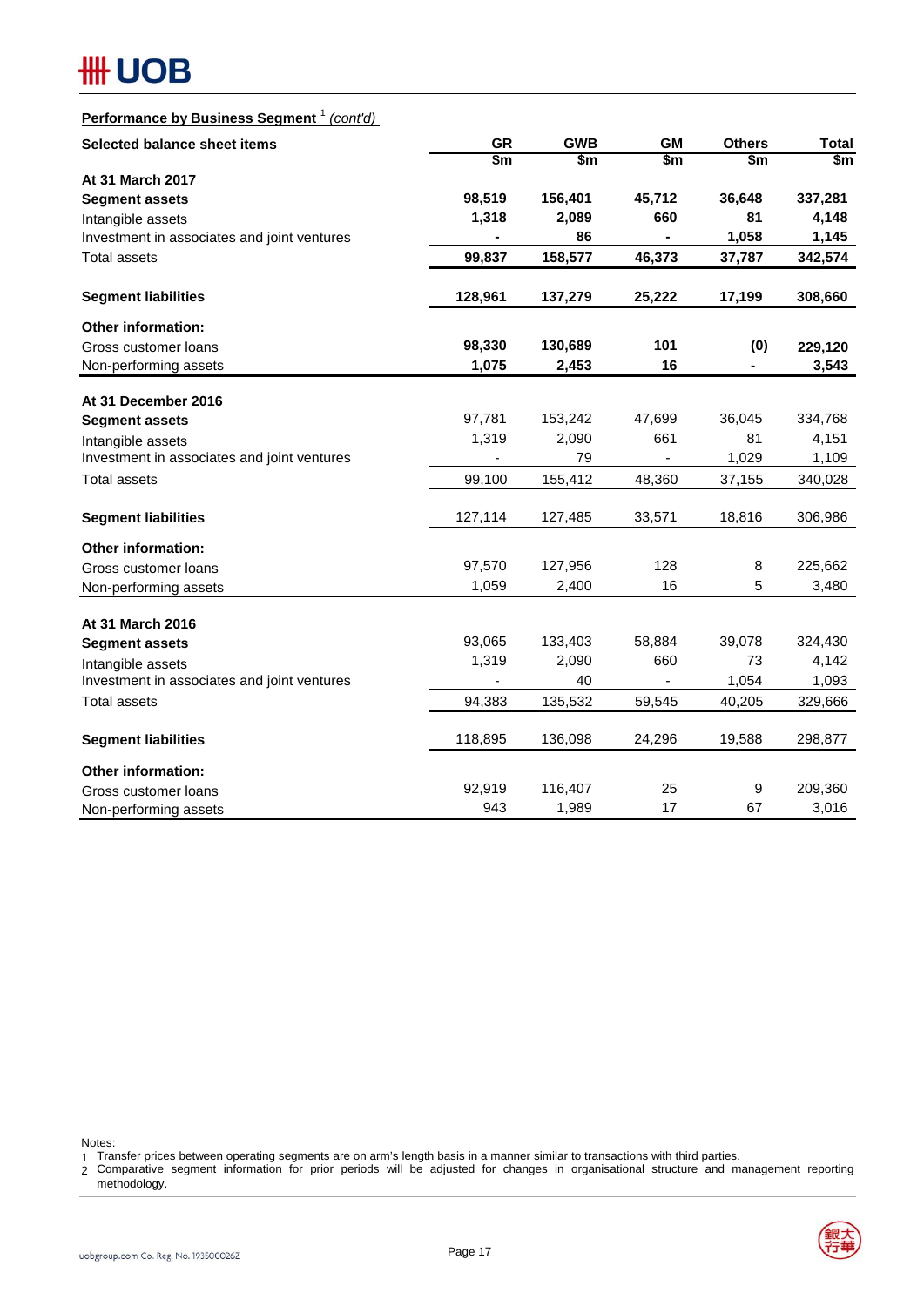**Performance by Business Segment [1] *(cont'd)***

| Selected balance sheet items | GR | GWB | GM | Others | Total |
|---|---|---|---|---|---|
| | $m | $m | $m | $m | $m |
| **At 31 March 2017** | | | | | |
| **Segment assets** | **98,519** | **156,401** | **45,712** | **36,648** | **337,281** |
| Intangible assets | **1,318** | **2,089** | **660** | **81** | **4,148** |
| Investment in associates and joint ventures | **-** | **86** | **-** | **1,058** | **1,145** |
| Total assets | **99,837** | **158,577** | **46,373** | **37,787** | **342,574** |
| **Segment liabilities** | **128,961** | **137,279** | **25,222** | **17,199** | **308,660** |
| **Other information:** | | | | | |
| Gross customer loans | **98,330** | **130,689** | **101** | **(0)** | **229,120** |
| Non-performing assets | **1,075** | **2,453** | **16** | **-** | **3,543** |
| **At 31 December 2016** | | | | | |
| **Segment assets** | 97,781 | 153,242 | 47,699 | 36,045 | 334,768 |
| Intangible assets | 1,319 | 2,090 | 661 | 81 | 4,151 |
| Investment in associates and joint ventures | - | 79 | - | 1,029 | 1,109 |
| Total assets | 99,100 | 155,412 | 48,360 | 37,155 | 340,028 |
| **Segment liabilities** | 127,114 | 127,485 | 33,571 | 18,816 | 306,986 |
| **Other information:** | | | | | |
| Gross customer loans | 97,570 | 127,956 | 128 | 8 | 225,662 |
| Non-performing assets | 1,059 | 2,400 | 16 | 5 | 3,480 |
| **At 31 March 2016** | | | | | |
| **Segment assets** | 93,065 | 133,403 | 58,884 | 39,078 | 324,430 |
| Intangible assets | 1,319 | 2,090 | 660 | 73 | 4,142 |
| Investment in associates and joint ventures | - | 40 | - | 1,054 | 1,093 |
| Total assets | 94,383 | 135,532 | 59,545 | 40,205 | 329,666 |
| **Segment liabilities** | 118,895 | 136,098 | 24,296 | 19,588 | 298,877 |
| **Other information:** | | | | | |
| Gross customer loans | 92,919 | 116,407 | 25 | 9 | 209,360 |
| Non-performing assets | 943 | 1,989 | 17 | 67 | 3,016 |

Notes:

1. Transfer prices between operating segments are on arm's length basis in a manner similar to transactions with third parties.
2. Comparative segment information for prior periods will be adjusted for changes in organisational structure and management reporting methodology.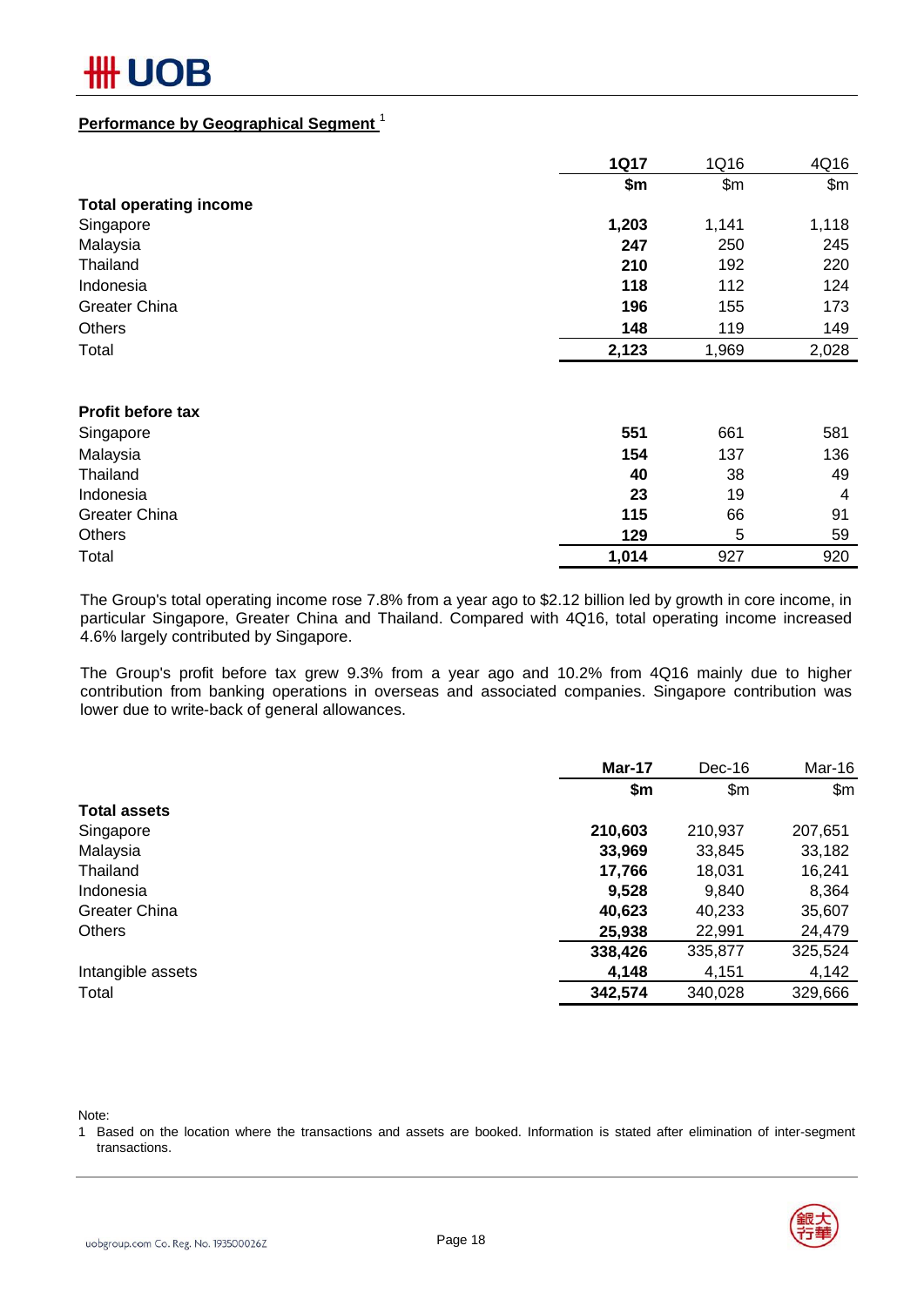## Performance by Geographical Segment [1]

| | 1Q17 | 1Q16 | 4Q16 |
|---|---|---|---|
| | **$m** | $m | $m |
| **Total operating income** | | | |
| Singapore | **1,203** | 1,141 | 1,118 |
| Malaysia | **247** | 250 | 245 |
| Thailand | **210** | 192 | 220 |
| Indonesia | **118** | 112 | 124 |
| Greater China | **196** | 155 | 173 |
| Others | **148** | 119 | 149 |
| Total | **2,123** | 1,969 | 2,028 |
| | | | |
| **Profit before tax** | | | |
| Singapore | **551** | 661 | 581 |
| Malaysia | **154** | 137 | 136 |
| Thailand | **40** | 38 | 49 |
| Indonesia | **23** | 19 | 4 |
| Greater China | **115** | 66 | 91 |
| Others | **129** | 5 | 59 |
| Total | **1,014** | 927 | 920 |

The Group's total operating income rose 7.8% from a year ago to $2.12 billion led by growth in core income, in particular Singapore, Greater China and Thailand. Compared with 4Q16, total operating income increased 4.6% largely contributed by Singapore.

The Group's profit before tax grew 9.3% from a year ago and 10.2% from 4Q16 mainly due to higher contribution from banking operations in overseas and associated companies. Singapore contribution was lower due to write-back of general allowances.

| | Mar-17 | Dec-16 | Mar-16 |
|---|---|---|---|
| | **$m** | $m | $m |
| **Total assets** | | | |
| Singapore | **210,603** | 210,937 | 207,651 |
| Malaysia | **33,969** | 33,845 | 33,182 |
| Thailand | **17,766** | 18,031 | 16,241 |
| Indonesia | **9,528** | 9,840 | 8,364 |
| Greater China | **40,623** | 40,233 | 35,607 |
| Others | **25,938** | 22,991 | 24,479 |
| | **338,426** | 335,877 | 325,524 |
| Intangible assets | **4,148** | 4,151 | 4,142 |
| Total | **342,574** | 340,028 | 329,666 |

Note:

1 Based on the location where the transactions and assets are booked. Information is stated after elimination of inter-segment transactions.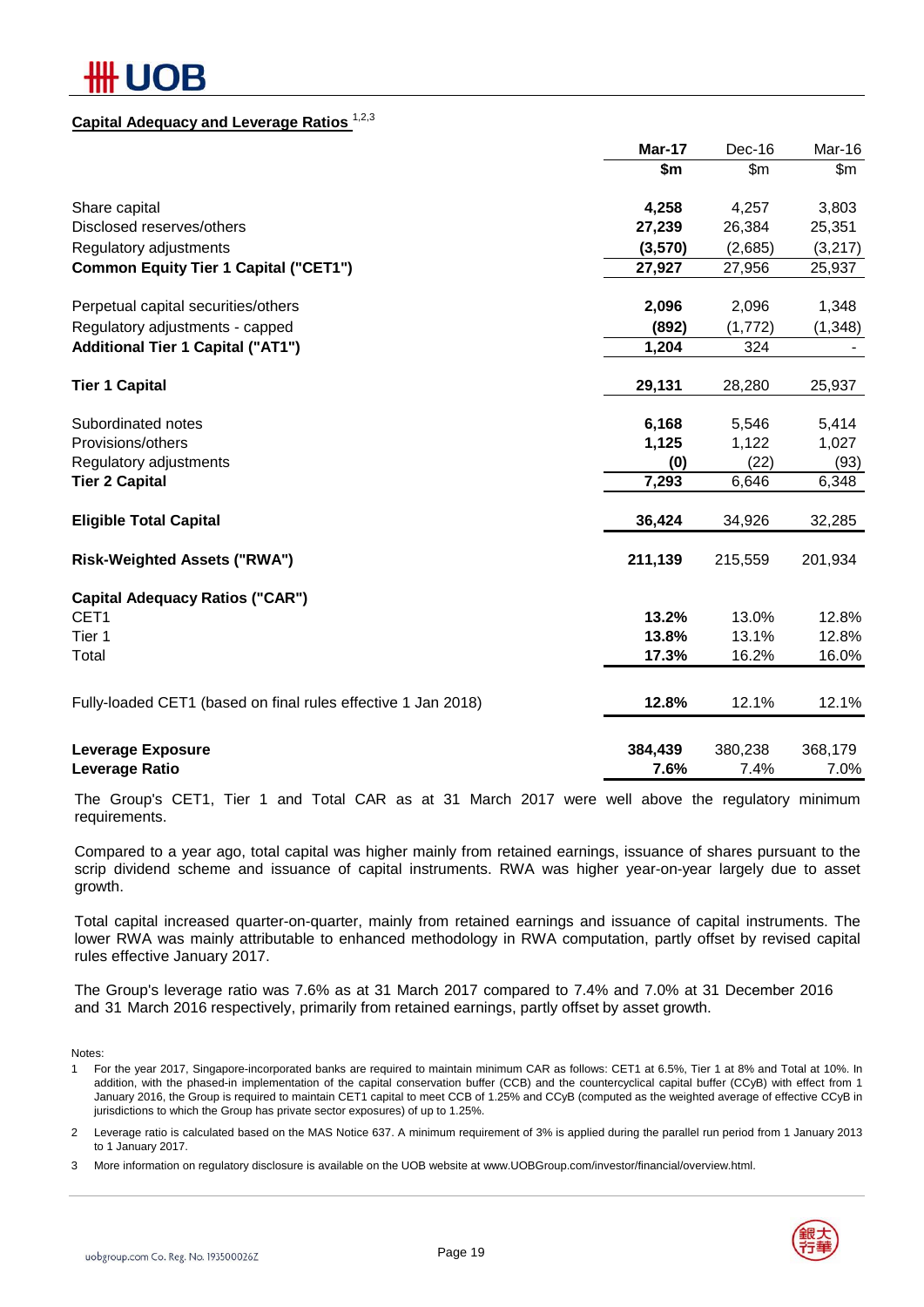## Capital Adequacy and Leverage Ratios [1,2,3]

| | **Mar-17** | Dec-16 | Mar-16 |
|---|---|---|---|
| | **$m** | $m | $m |
| Share capital | **4,258** | 4,257 | 3,803 |
| Disclosed reserves/others | **27,239** | 26,384 | 25,351 |
| Regulatory adjustments | **(3,570)** | (2,685) | (3,217) |
| **Common Equity Tier 1 Capital ("CET1")** | **27,927** | 27,956 | 25,937 |
| | | | |
| Perpetual capital securities/others | **2,096** | 2,096 | 1,348 |
| Regulatory adjustments - capped | **(892)** | (1,772) | (1,348) |
| **Additional Tier 1 Capital ("AT1")** | **1,204** | 324 | - |
| | | | |
| **Tier 1 Capital** | **29,131** | 28,280 | 25,937 |
| | | | |
| Subordinated notes | **6,168** | 5,546 | 5,414 |
| Provisions/others | **1,125** | 1,122 | 1,027 |
| Regulatory adjustments | **(0)** | (22) | (93) |
| **Tier 2 Capital** | **7,293** | 6,646 | 6,348 |
| | | | |
| **Eligible Total Capital** | **36,424** | 34,926 | 32,285 |
| | | | |
| **Risk-Weighted Assets ("RWA")** | **211,139** | 215,559 | 201,934 |
| | | | |
| **Capital Adequacy Ratios ("CAR")** | | | |
| CET1 | **13.2%** | 13.0% | 12.8% |
| Tier 1 | **13.8%** | 13.1% | 12.8% |
| Total | **17.3%** | 16.2% | 16.0% |
| | | | |
| Fully-loaded CET1 (based on final rules effective 1 Jan 2018) | **12.8%** | 12.1% | 12.1% |
| | | | |
| **Leverage Exposure** | **384,439** | 380,238 | 368,179 |
| **Leverage Ratio** | **7.6%** | 7.4% | 7.0% |

The Group's CET1, Tier 1 and Total CAR as at 31 March 2017 were well above the regulatory minimum requirements.

Compared to a year ago, total capital was higher mainly from retained earnings, issuance of shares pursuant to the scrip dividend scheme and issuance of capital instruments. RWA was higher year-on-year largely due to asset growth.

Total capital increased quarter-on-quarter, mainly from retained earnings and issuance of capital instruments. The lower RWA was mainly attributable to enhanced methodology in RWA computation, partly offset by revised capital rules effective January 2017.

The Group's leverage ratio was 7.6% as at 31 March 2017 compared to 7.4% and 7.0% at 31 December 2016 and 31 March 2016 respectively, primarily from retained earnings, partly offset by asset growth.

Notes:

1. For the year 2017, Singapore-incorporated banks are required to maintain minimum CAR as follows: CET1 at 6.5%, Tier 1 at 8% and Total at 10%. In addition, with the phased-in implementation of the capital conservation buffer (CCB) and the countercyclical capital buffer (CCyB) with effect from 1 January 2016, the Group is required to maintain CET1 capital to meet CCB of 1.25% and CCyB (computed as the weighted average of effective CCyB in jurisdictions to which the Group has private sector exposures) of up to 1.25%.
2. Leverage ratio is calculated based on the MAS Notice 637. A minimum requirement of 3% is applied during the parallel run period from 1 January 2013 to 1 January 2017.
3. More information on regulatory disclosure is available on the UOB website at www.UOBGroup.com/investor/financial/overview.html.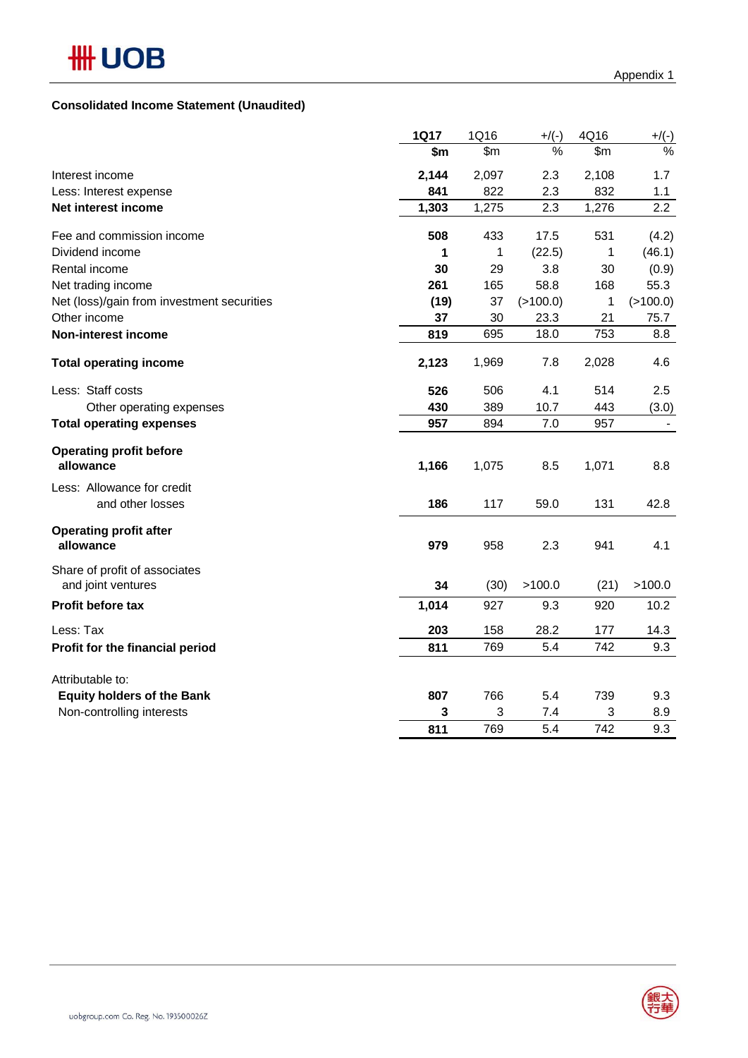Appendix 1

**Consolidated Income Statement (Unaudited)**

| | **1Q17** | 1Q16 | +/(-) | 4Q16 | +/(-) |
|---|---|---|---|---|---|
| | **$m** | $m | % | $m | % |
| Interest income | **2,144** | 2,097 | 2.3 | 2,108 | 1.7 |
| Less: Interest expense | **841** | 822 | 2.3 | 832 | 1.1 |
| **Net interest income** | **1,303** | 1,275 | 2.3 | 1,276 | 2.2 |
| Fee and commission income | **508** | 433 | 17.5 | 531 | (4.2) |
| Dividend income | **1** | 1 | (22.5) | 1 | (46.1) |
| Rental income | **30** | 29 | 3.8 | 30 | (0.9) |
| Net trading income | **261** | 165 | 58.8 | 168 | 55.3 |
| Net (loss)/gain from investment securities | **(19)** | 37 | (>100.0) | 1 | (>100.0) |
| Other income | **37** | 30 | 23.3 | 21 | 75.7 |
| **Non-interest income** | **819** | 695 | 18.0 | 753 | 8.8 |
| **Total operating income** | **2,123** | 1,969 | 7.8 | 2,028 | 4.6 |
| Less: Staff costs | **526** | 506 | 4.1 | 514 | 2.5 |
| Other operating expenses | **430** | 389 | 10.7 | 443 | (3.0) |
| **Total operating expenses** | **957** | 894 | 7.0 | 957 | - |
| **Operating profit before allowance** | **1,166** | 1,075 | 8.5 | 1,071 | 8.8 |
| Less: Allowance for credit and other losses | **186** | 117 | 59.0 | 131 | 42.8 |
| **Operating profit after allowance** | **979** | 958 | 2.3 | 941 | 4.1 |
| Share of profit of associates and joint ventures | **34** | (30) | >100.0 | (21) | >100.0 |
| **Profit before tax** | **1,014** | 927 | 9.3 | 920 | 10.2 |
| Less: Tax | **203** | 158 | 28.2 | 177 | 14.3 |
| **Profit for the financial period** | **811** | 769 | 5.4 | 742 | 9.3 |
| Attributable to: | | | | | |
| **Equity holders of the Bank** | **807** | 766 | 5.4 | 739 | 9.3 |
| Non-controlling interests | **3** | 3 | 7.4 | 3 | 8.9 |
| | **811** | 769 | 5.4 | 742 | 9.3 |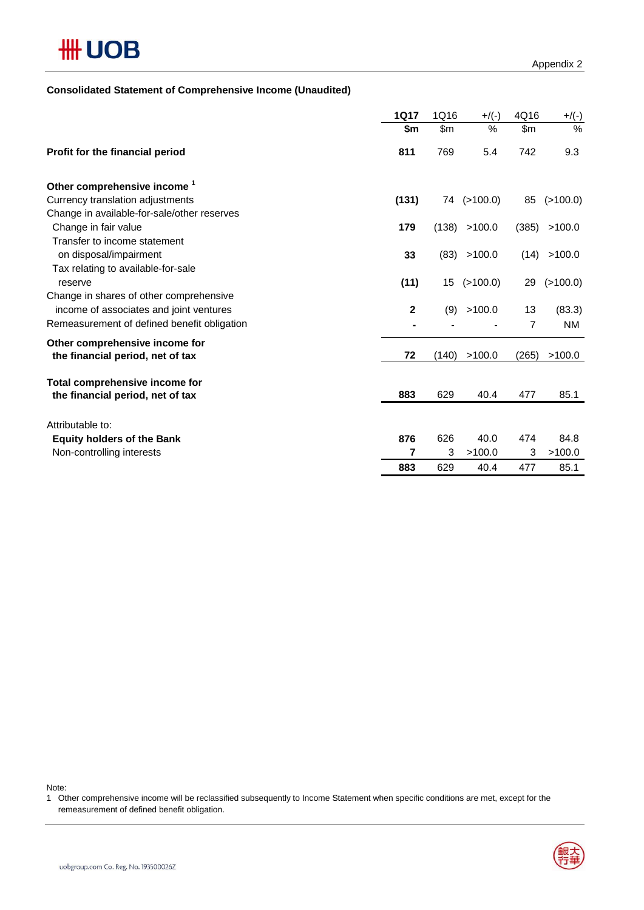Appendix 2

**Consolidated Statement of Comprehensive Income (Unaudited)**

| | 1Q17 | 1Q16 | +/(-) | 4Q16 | +/(-) |
|---|---|---|---|---|---|
| | $m | $m | % | $m | % |
| **Profit for the financial period** | **811** | 769 | 5.4 | 742 | 9.3 |
| **Other comprehensive income** [1] | | | | | |
| Currency translation adjustments | **(131)** | 74 | (>100.0) | 85 | (>100.0) |
| Change in available-for-sale/other reserves | | | | | |
| Change in fair value | **179** | (138) | >100.0 | (385) | >100.0 |
| Transfer to income statement on disposal/impairment | **33** | (83) | >100.0 | (14) | >100.0 |
| Tax relating to available-for-sale reserve | **(11)** | 15 | (>100.0) | 29 | (>100.0) |
| Change in shares of other comprehensive income of associates and joint ventures | **2** | (9) | >100.0 | 13 | (83.3) |
| Remeasurement of defined benefit obligation | **-** | - | - | 7 | NM |
| **Other comprehensive income for the financial period, net of tax** | **72** | (140) | >100.0 | (265) | >100.0 |
| **Total comprehensive income for the financial period, net of tax** | **883** | 629 | 40.4 | 477 | 85.1 |
| Attributable to: | | | | | |
| **Equity holders of the Bank** | **876** | 626 | 40.0 | 474 | 84.8 |
| Non-controlling interests | **7** | 3 | >100.0 | 3 | >100.0 |
| | **883** | 629 | 40.4 | 477 | 85.1 |

Note:
1 Other comprehensive income will be reclassified subsequently to Income Statement when specific conditions are met, except for the remeasurement of defined benefit obligation.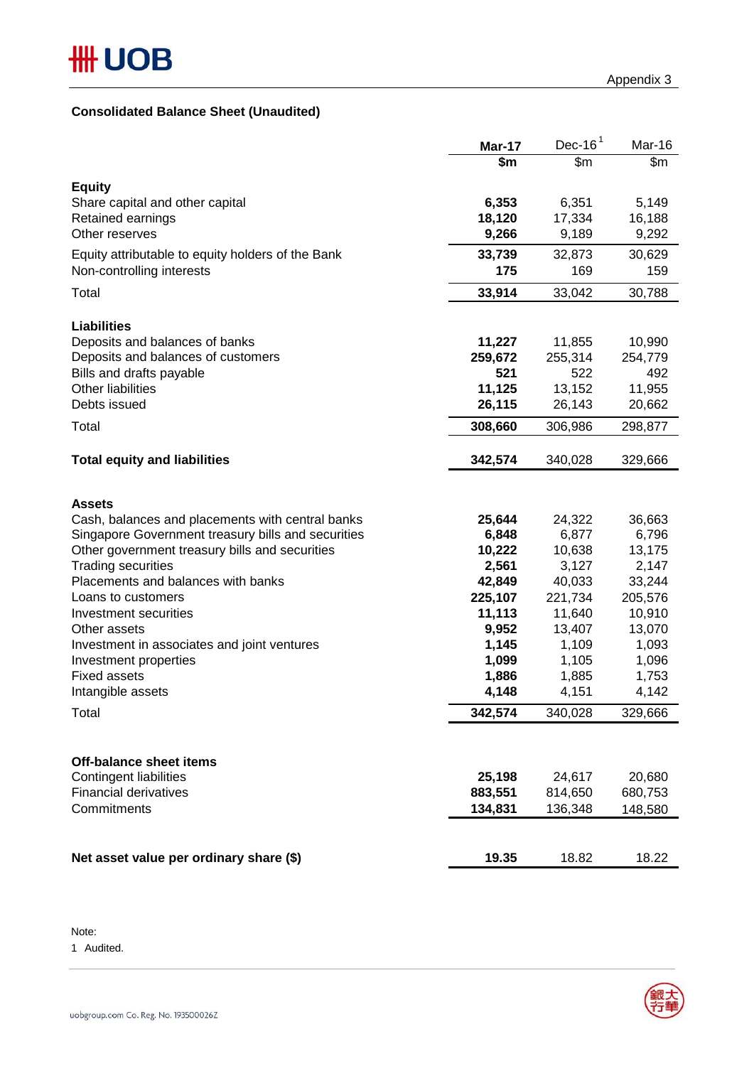Appendix 3

## Consolidated Balance Sheet (Unaudited)

| | Mar-17 | Dec-16[1] | Mar-16 |
|---|---|---|---|
| | $m | $m | $m |
| **Equity** | | | |
| Share capital and other capital | **6,353** | 6,351 | 5,149 |
| Retained earnings | **18,120** | 17,334 | 16,188 |
| Other reserves | **9,266** | 9,189 | 9,292 |
| Equity attributable to equity holders of the Bank | **33,739** | 32,873 | 30,629 |
| Non-controlling interests | **175** | 169 | 159 |
| Total | **33,914** | 33,042 | 30,788 |
| | | | |
| **Liabilities** | | | |
| Deposits and balances of banks | **11,227** | 11,855 | 10,990 |
| Deposits and balances of customers | **259,672** | 255,314 | 254,779 |
| Bills and drafts payable | **521** | 522 | 492 |
| Other liabilities | **11,125** | 13,152 | 11,955 |
| Debts issued | **26,115** | 26,143 | 20,662 |
| Total | **308,660** | 306,986 | 298,877 |
| | | | |
| **Total equity and liabilities** | **342,574** | 340,028 | 329,666 |
| | | | |
| **Assets** | | | |
| Cash, balances and placements with central banks | **25,644** | 24,322 | 36,663 |
| Singapore Government treasury bills and securities | **6,848** | 6,877 | 6,796 |
| Other government treasury bills and securities | **10,222** | 10,638 | 13,175 |
| Trading securities | **2,561** | 3,127 | 2,147 |
| Placements and balances with banks | **42,849** | 40,033 | 33,244 |
| Loans to customers | **225,107** | 221,734 | 205,576 |
| Investment securities | **11,113** | 11,640 | 10,910 |
| Other assets | **9,952** | 13,407 | 13,070 |
| Investment in associates and joint ventures | **1,145** | 1,109 | 1,093 |
| Investment properties | **1,099** | 1,105 | 1,096 |
| Fixed assets | **1,886** | 1,885 | 1,753 |
| Intangible assets | **4,148** | 4,151 | 4,142 |
| Total | **342,574** | 340,028 | 329,666 |
| | | | |
| **Off-balance sheet items** | | | |
| Contingent liabilities | **25,198** | 24,617 | 20,680 |
| Financial derivatives | **883,551** | 814,650 | 680,753 |
| Commitments | **134,831** | 136,348 | 148,580 |
| | | | |
| **Net asset value per ordinary share ($)** | **19.35** | 18.82 | 18.22 |

Note:

1 Audited.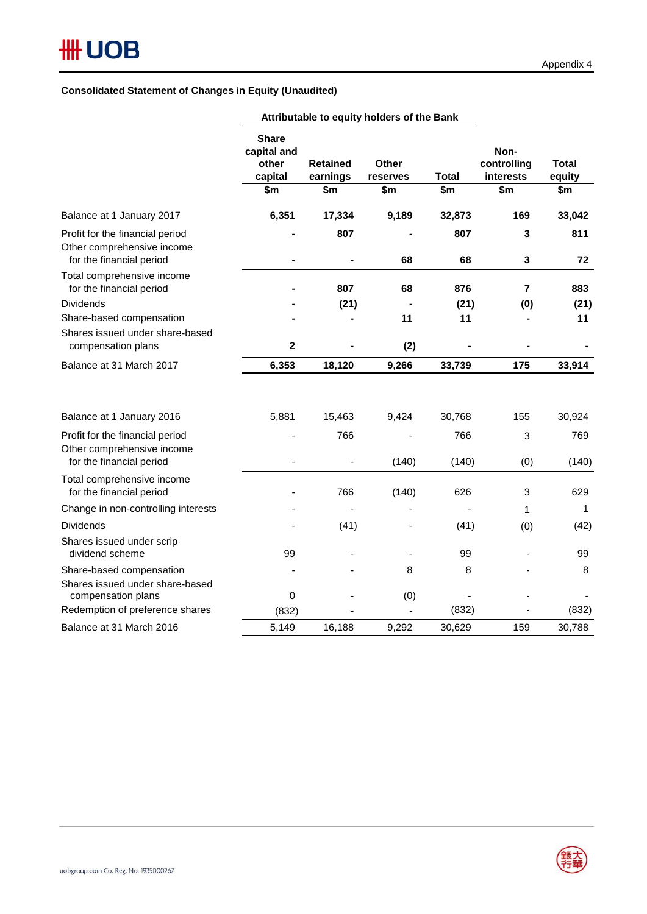Appendix 4

**Consolidated Statement of Changes in Equity (Unaudited)**

| | Attributable to equity holders of the Bank | | | | | |
|---|---|---|---|---|---|---|
| | Share capital and other capital | Retained earnings | Other reserves | Total | Non-controlling interests | Total equity |
| | $m | $m | $m | $m | $m | $m |
| **Balance at 1 January 2017** | **6,351** | **17,334** | **9,189** | **32,873** | **169** | **33,042** |
| Profit for the financial period | **-** | **807** | **-** | **807** | **3** | **811** |
| Other comprehensive income for the financial period | **-** | **-** | **68** | **68** | **3** | **72** |
| Total comprehensive income for the financial period | **-** | **807** | **68** | **876** | **7** | **883** |
| Dividends | **-** | **(21)** | **-** | **(21)** | **(0)** | **(21)** |
| Share-based compensation | **-** | **-** | **11** | **11** | **-** | **11** |
| Shares issued under share-based compensation plans | **2** | **-** | **(2)** | **-** | **-** | **-** |
| **Balance at 31 March 2017** | **6,353** | **18,120** | **9,266** | **33,739** | **175** | **33,914** |
| | | | | | | |
| Balance at 1 January 2016 | 5,881 | 15,463 | 9,424 | 30,768 | 155 | 30,924 |
| Profit for the financial period | - | 766 | - | 766 | 3 | 769 |
| Other comprehensive income for the financial period | - | - | (140) | (140) | (0) | (140) |
| Total comprehensive income for the financial period | - | 766 | (140) | 626 | 3 | 629 |
| Change in non-controlling interests | - | - | - | - | 1 | 1 |
| Dividends | - | (41) | - | (41) | (0) | (42) |
| Shares issued under scrip dividend scheme | 99 | - | - | 99 | - | 99 |
| Share-based compensation | - | - | 8 | 8 | - | 8 |
| Shares issued under share-based compensation plans | 0 | - | (0) | - | - | - |
| Redemption of preference shares | (832) | - | - | (832) | - | (832) |
| Balance at 31 March 2016 | 5,149 | 16,188 | 9,292 | 30,629 | 159 | 30,788 |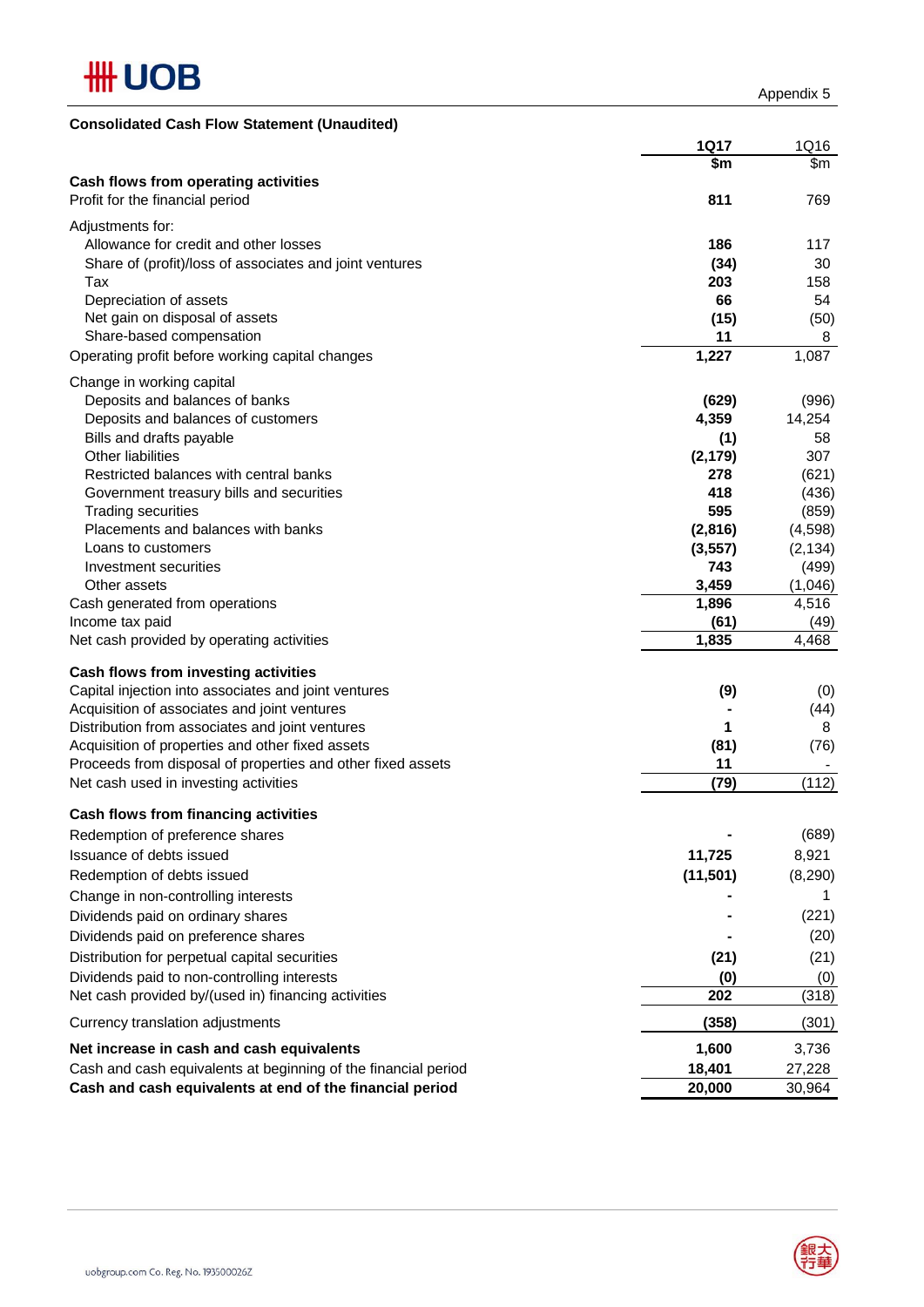Appendix 5

**Consolidated Cash Flow Statement (Unaudited)**

| | 1Q17 | 1Q16 |
|---|---|---|
| | $m | $m |
| **Cash flows from operating activities** | | |
| Profit for the financial period | 811 | 769 |
| Adjustments for: | | |
| Allowance for credit and other losses | 186 | 117 |
| Share of (profit)/loss of associates and joint ventures | (34) | 30 |
| Tax | 203 | 158 |
| Depreciation of assets | 66 | 54 |
| Net gain on disposal of assets | (15) | (50) |
| Share-based compensation | 11 | 8 |
| Operating profit before working capital changes | 1,227 | 1,087 |
| Change in working capital | | |
| Deposits and balances of banks | (629) | (996) |
| Deposits and balances of customers | 4,359 | 14,254 |
| Bills and drafts payable | (1) | 58 |
| Other liabilities | (2,179) | 307 |
| Restricted balances with central banks | 278 | (621) |
| Government treasury bills and securities | 418 | (436) |
| Trading securities | 595 | (859) |
| Placements and balances with banks | (2,816) | (4,598) |
| Loans to customers | (3,557) | (2,134) |
| Investment securities | 743 | (499) |
| Other assets | 3,459 | (1,046) |
| Cash generated from operations | 1,896 | 4,516 |
| Income tax paid | (61) | (49) |
| Net cash provided by operating activities | 1,835 | 4,468 |
| **Cash flows from investing activities** | | |
| Capital injection into associates and joint ventures | (9) | (0) |
| Acquisition of associates and joint ventures | - | (44) |
| Distribution from associates and joint ventures | 1 | 8 |
| Acquisition of properties and other fixed assets | (81) | (76) |
| Proceeds from disposal of properties and other fixed assets | 11 | - |
| Net cash used in investing activities | (79) | (112) |
| **Cash flows from financing activities** | | |
| Redemption of preference shares | - | (689) |
| Issuance of debts issued | 11,725 | 8,921 |
| Redemption of debts issued | (11,501) | (8,290) |
| Change in non-controlling interests | - | 1 |
| Dividends paid on ordinary shares | - | (221) |
| Dividends paid on preference shares | - | (20) |
| Distribution for perpetual capital securities | (21) | (21) |
| Dividends paid to non-controlling interests | (0) | (0) |
| Net cash provided by/(used in) financing activities | 202 | (318) |
| Currency translation adjustments | (358) | (301) |
| **Net increase in cash and cash equivalents** | 1,600 | 3,736 |
| Cash and cash equivalents at beginning of the financial period | 18,401 | 27,228 |
| **Cash and cash equivalents at end of the financial period** | 20,000 | 30,964 |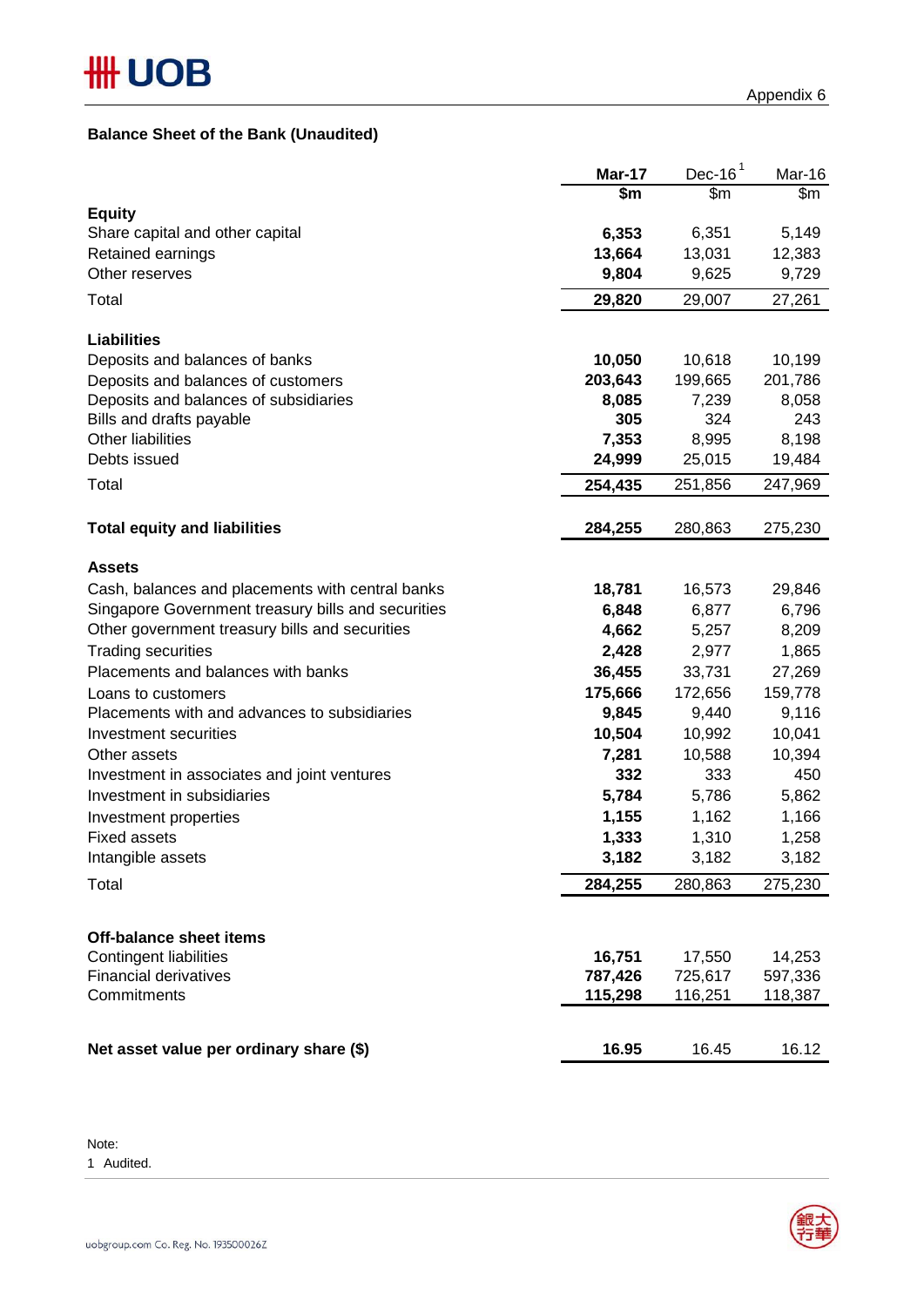Appendix 6

## Balance Sheet of the Bank (Unaudited)

| | Mar-17 | Dec-16 [1] | Mar-16 |
|---|---|---|---|
| | $m | $m | $m |
| **Equity** | | | |
| Share capital and other capital | **6,353** | 6,351 | 5,149 |
| Retained earnings | **13,664** | 13,031 | 12,383 |
| Other reserves | **9,804** | 9,625 | 9,729 |
| Total | **29,820** | 29,007 | 27,261 |
| | | | |
| **Liabilities** | | | |
| Deposits and balances of banks | **10,050** | 10,618 | 10,199 |
| Deposits and balances of customers | **203,643** | 199,665 | 201,786 |
| Deposits and balances of subsidiaries | **8,085** | 7,239 | 8,058 |
| Bills and drafts payable | **305** | 324 | 243 |
| Other liabilities | **7,353** | 8,995 | 8,198 |
| Debts issued | **24,999** | 25,015 | 19,484 |
| Total | **254,435** | 251,856 | 247,969 |
| | | | |
| **Total equity and liabilities** | **284,255** | 280,863 | 275,230 |
| | | | |
| **Assets** | | | |
| Cash, balances and placements with central banks | **18,781** | 16,573 | 29,846 |
| Singapore Government treasury bills and securities | **6,848** | 6,877 | 6,796 |
| Other government treasury bills and securities | **4,662** | 5,257 | 8,209 |
| Trading securities | **2,428** | 2,977 | 1,865 |
| Placements and balances with banks | **36,455** | 33,731 | 27,269 |
| Loans to customers | **175,666** | 172,656 | 159,778 |
| Placements with and advances to subsidiaries | **9,845** | 9,440 | 9,116 |
| Investment securities | **10,504** | 10,992 | 10,041 |
| Other assets | **7,281** | 10,588 | 10,394 |
| Investment in associates and joint ventures | **332** | 333 | 450 |
| Investment in subsidiaries | **5,784** | 5,786 | 5,862 |
| Investment properties | **1,155** | 1,162 | 1,166 |
| Fixed assets | **1,333** | 1,310 | 1,258 |
| Intangible assets | **3,182** | 3,182 | 3,182 |
| Total | **284,255** | 280,863 | 275,230 |
| | | | |
| **Off-balance sheet items** | | | |
| Contingent liabilities | **16,751** | 17,550 | 14,253 |
| Financial derivatives | **787,426** | 725,617 | 597,336 |
| Commitments | **115,298** | 116,251 | 118,387 |
| | | | |
| **Net asset value per ordinary share ($)** | **16.95** | 16.45 | 16.12 |

Note:
1 Audited.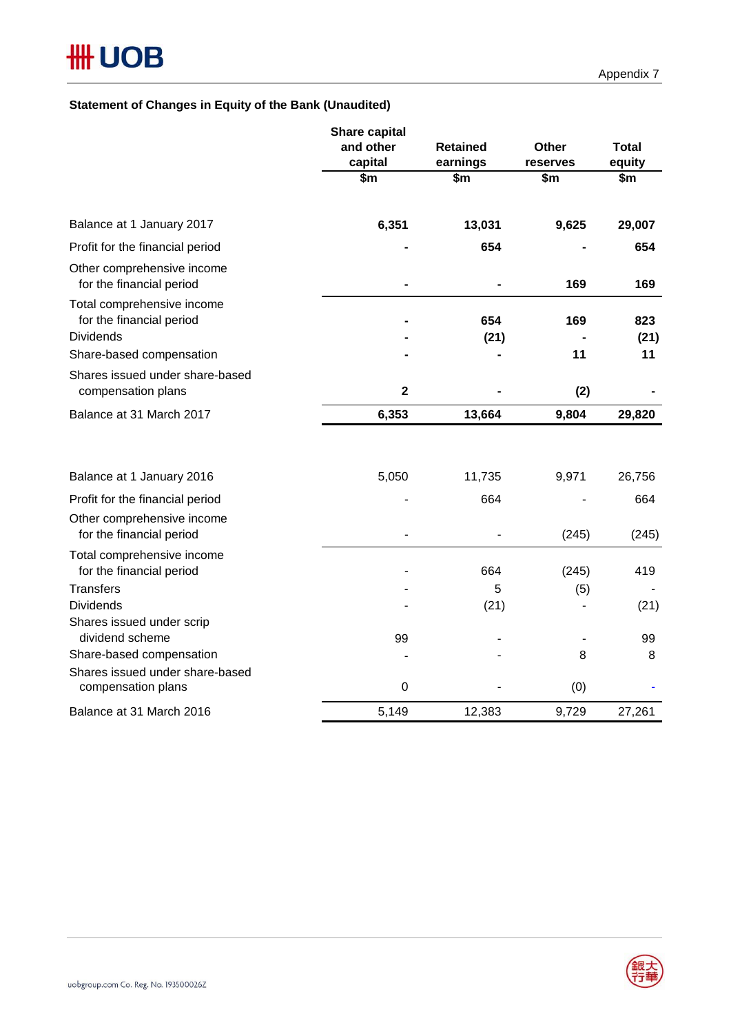Appendix 7

## Statement of Changes in Equity of the Bank (Unaudited)

| | Share capital and other capital | Retained earnings | Other reserves | Total equity |
|---|---|---|---|---|
| | $m | $m | $m | $m |
| **Balance at 1 January 2017** | **6,351** | **13,031** | **9,625** | **29,007** |
| Profit for the financial period | **-** | **654** | **-** | **654** |
| Other comprehensive income for the financial period | **-** | **-** | **169** | **169** |
| Total comprehensive income for the financial period | **-** | **654** | **169** | **823** |
| Dividends | **-** | **(21)** | **-** | **(21)** |
| Share-based compensation | **-** | **-** | **11** | **11** |
| Shares issued under share-based compensation plans | **2** | **-** | **(2)** | **-** |
| **Balance at 31 March 2017** | **6,353** | **13,664** | **9,804** | **29,820** |
| | | | | |
| Balance at 1 January 2016 | 5,050 | 11,735 | 9,971 | 26,756 |
| Profit for the financial period | - | 664 | - | 664 |
| Other comprehensive income for the financial period | - | - | (245) | (245) |
| Total comprehensive income for the financial period | - | 664 | (245) | 419 |
| Transfers | - | 5 | (5) | - |
| Dividends | - | (21) | - | (21) |
| Shares issued under scrip dividend scheme | 99 | - | - | 99 |
| Share-based compensation | - | - | 8 | 8 |
| Shares issued under share-based compensation plans | 0 | - | (0) | - |
| Balance at 31 March 2016 | 5,149 | 12,383 | 9,729 | 27,261 |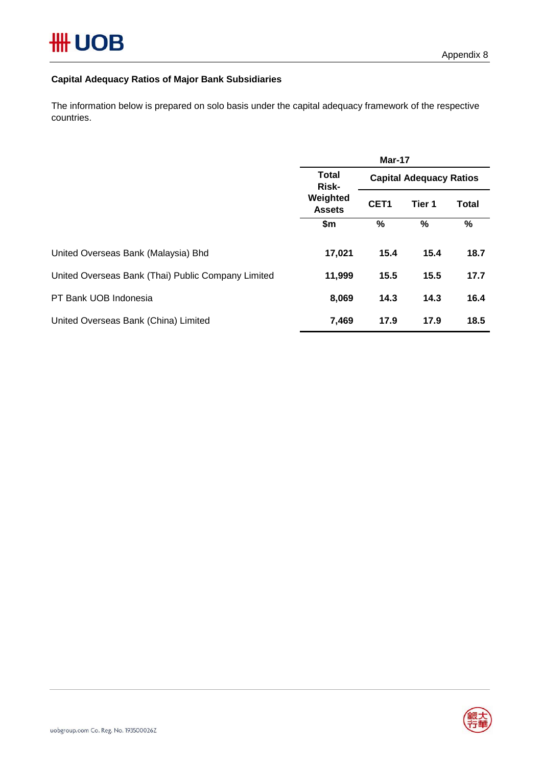Appendix 8

### Capital Adequacy Ratios of Major Bank Subsidiaries

The information below is prepared on solo basis under the capital adequacy framework of the respective countries.

| | Mar-17 | | | |
|---|---|---|---|---|
| | Total Risk-Weighted Assets | Capital Adequacy Ratios | | |
| | | CET1 | Tier 1 | Total |
| | $m | % | % | % |
| United Overseas Bank (Malaysia) Bhd | **17,021** | **15.4** | **15.4** | **18.7** |
| United Overseas Bank (Thai) Public Company Limited | **11,999** | **15.5** | **15.5** | **17.7** |
| PT Bank UOB Indonesia | **8,069** | **14.3** | **14.3** | **16.4** |
| United Overseas Bank (China) Limited | **7,469** | **17.9** | **17.9** | **18.5** |